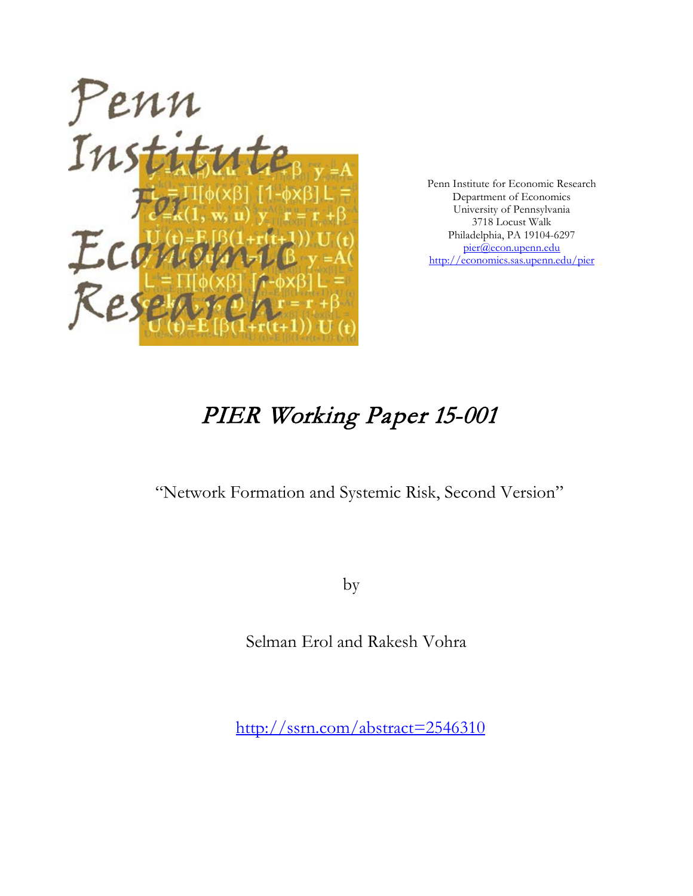Penn Institute for Economic Research
Department of Economics
University of Pennsylvania
3718 Locust Walk
Philadelphia, PA 19104-6297
pier@econ.upenn.edu
http://economics.sas.upenn.edu/pier

# PIER Working Paper 15-001

"Network Formation and Systemic Risk, Second Version"

by

Selman Erol and Rakesh Vohra

http://ssrn.com/abstract=2546310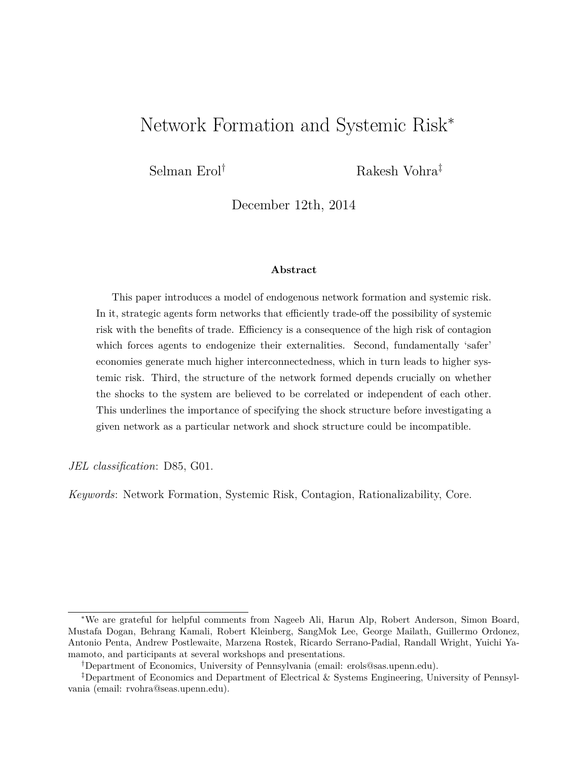# Network Formation and Systemic Risk*

Selman Erol[†] Rakesh Vohra[‡]

December 12th, 2014

**Abstract**

This paper introduces a model of endogenous network formation and systemic risk. In it, strategic agents form networks that efficiently trade-off the possibility of systemic risk with the benefits of trade. Efficiency is a consequence of the high risk of contagion which forces agents to endogenize their externalities. Second, fundamentally 'safer' economies generate much higher interconnectedness, which in turn leads to higher systemic risk. Third, the structure of the network formed depends crucially on whether the shocks to the system are believed to be correlated or independent of each other. This underlines the importance of specifying the shock structure before investigating a given network as a particular network and shock structure could be incompatible.

*JEL classification*: D85, G01.

*Keywords*: Network Formation, Systemic Risk, Contagion, Rationalizability, Core.

---

*We are grateful for helpful comments from Nageeb Ali, Harun Alp, Robert Anderson, Simon Board, Mustafa Dogan, Behrang Kamali, Robert Kleinberg, SangMok Lee, George Mailath, Guillermo Ordonez, Antonio Penta, Andrew Postlewaite, Marzena Rostek, Ricardo Serrano-Padial, Randall Wright, Yuichi Yamamoto, and participants at several workshops and presentations.

[†]Department of Economics, University of Pennsylvania (email: erols@sas.upenn.edu).

[‡]Department of Economics and Department of Electrical & Systems Engineering, University of Pennsylvania (email: rvohra@seas.upenn.edu).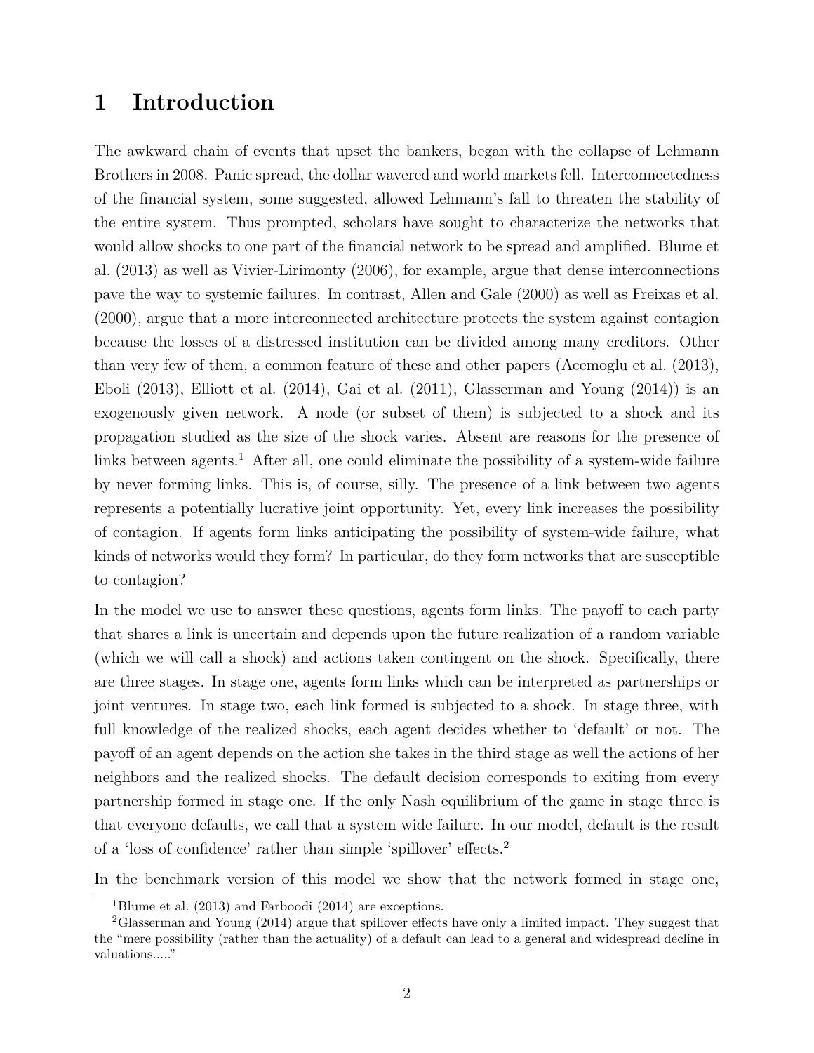# 1 Introduction

The awkward chain of events that upset the bankers, began with the collapse of Lehmann Brothers in 2008. Panic spread, the dollar wavered and world markets fell. Interconnectedness of the financial system, some suggested, allowed Lehmann's fall to threaten the stability of the entire system. Thus prompted, scholars have sought to characterize the networks that would allow shocks to one part of the financial network to be spread and amplified. Blume et al. (2013) as well as Vivier-Lirimonty (2006), for example, argue that dense interconnections pave the way to systemic failures. In contrast, Allen and Gale (2000) as well as Freixas et al. (2000), argue that a more interconnected architecture protects the system against contagion because the losses of a distressed institution can be divided among many creditors. Other than very few of them, a common feature of these and other papers (Acemoglu et al. (2013), Eboli (2013), Elliott et al. (2014), Gai et al. (2011), Glasserman and Young (2014)) is an exogenously given network. A node (or subset of them) is subjected to a shock and its propagation studied as the size of the shock varies. Absent are reasons for the presence of links between agents.[1] After all, one could eliminate the possibility of a system-wide failure by never forming links. This is, of course, silly. The presence of a link between two agents represents a potentially lucrative joint opportunity. Yet, every link increases the possibility of contagion. If agents form links anticipating the possibility of system-wide failure, what kinds of networks would they form? In particular, do they form networks that are susceptible to contagion?

In the model we use to answer these questions, agents form links. The payoff to each party that shares a link is uncertain and depends upon the future realization of a random variable (which we will call a shock) and actions taken contingent on the shock. Specifically, there are three stages. In stage one, agents form links which can be interpreted as partnerships or joint ventures. In stage two, each link formed is subjected to a shock. In stage three, with full knowledge of the realized shocks, each agent decides whether to 'default' or not. The payoff of an agent depends on the action she takes in the third stage as well the actions of her neighbors and the realized shocks. The default decision corresponds to exiting from every partnership formed in stage one. If the only Nash equilibrium of the game in stage three is that everyone defaults, we call that a system wide failure. In our model, default is the result of a 'loss of confidence' rather than simple 'spillover' effects.[2]

In the benchmark version of this model we show that the network formed in stage one,

[1] Blume et al. (2013) and Farboodi (2014) are exceptions.

[2] Glasserman and Young (2014) argue that spillover effects have only a limited impact. They suggest that the "mere possibility (rather than the actuality) of a default can lead to a general and widespread decline in valuations....."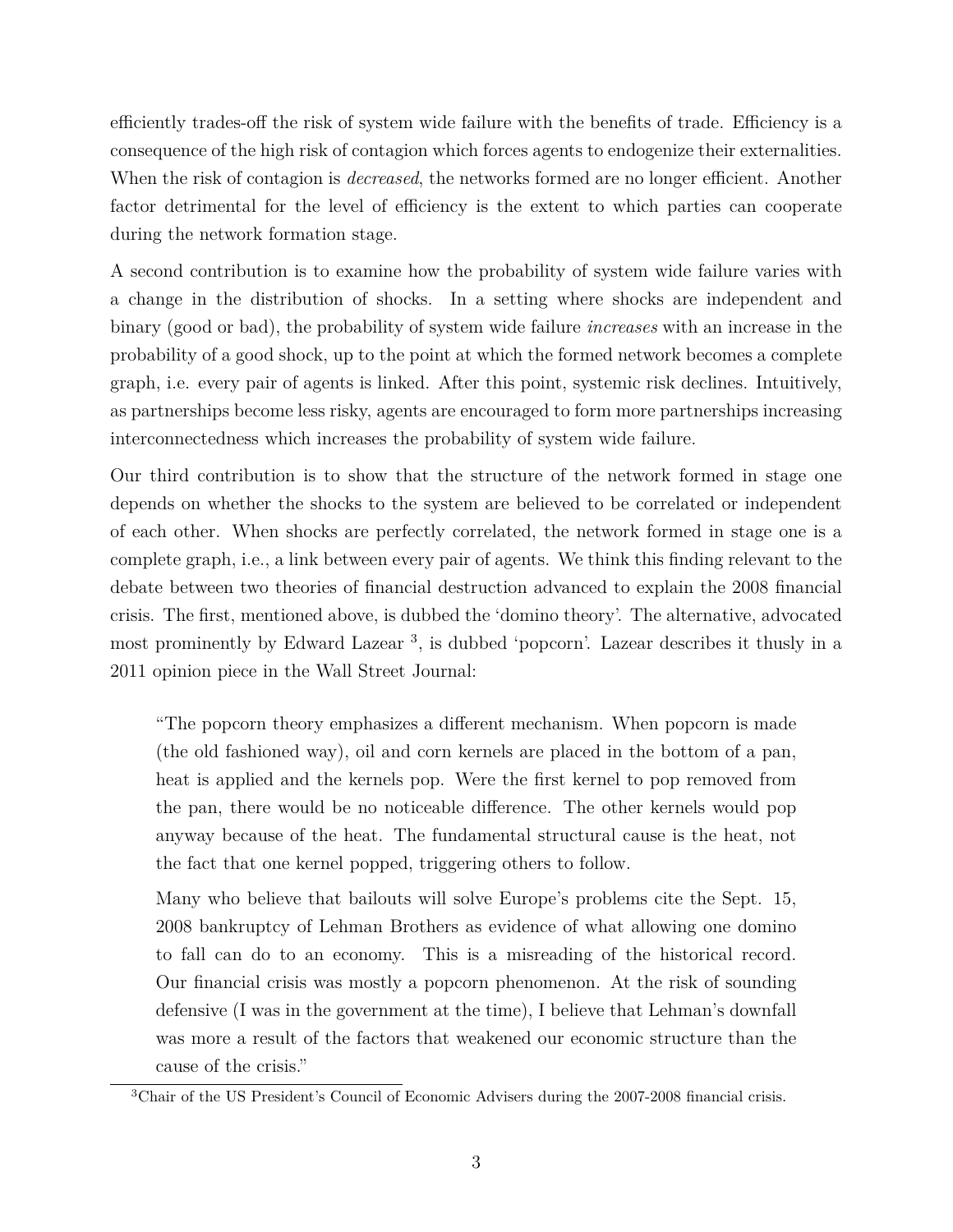efficiently trades-off the risk of system wide failure with the benefits of trade. Efficiency is a consequence of the high risk of contagion which forces agents to endogenize their externalities. When the risk of contagion is *decreased*, the networks formed are no longer efficient. Another factor detrimental for the level of efficiency is the extent to which parties can cooperate during the network formation stage.

A second contribution is to examine how the probability of system wide failure varies with a change in the distribution of shocks. In a setting where shocks are independent and binary (good or bad), the probability of system wide failure *increases* with an increase in the probability of a good shock, up to the point at which the formed network becomes a complete graph, i.e. every pair of agents is linked. After this point, systemic risk declines. Intuitively, as partnerships become less risky, agents are encouraged to form more partnerships increasing interconnectedness which increases the probability of system wide failure.

Our third contribution is to show that the structure of the network formed in stage one depends on whether the shocks to the system are believed to be correlated or independent of each other. When shocks are perfectly correlated, the network formed in stage one is a complete graph, i.e., a link between every pair of agents. We think this finding relevant to the debate between two theories of financial destruction advanced to explain the 2008 financial crisis. The first, mentioned above, is dubbed the 'domino theory'. The alternative, advocated most prominently by Edward Lazear [3], is dubbed 'popcorn'. Lazear describes it thusly in a 2011 opinion piece in the Wall Street Journal:

> "The popcorn theory emphasizes a different mechanism. When popcorn is made (the old fashioned way), oil and corn kernels are placed in the bottom of a pan, heat is applied and the kernels pop. Were the first kernel to pop removed from the pan, there would be no noticeable difference. The other kernels would pop anyway because of the heat. The fundamental structural cause is the heat, not the fact that one kernel popped, triggering others to follow.
>
> Many who believe that bailouts will solve Europe's problems cite the Sept. 15, 2008 bankruptcy of Lehman Brothers as evidence of what allowing one domino to fall can do to an economy. This is a misreading of the historical record. Our financial crisis was mostly a popcorn phenomenon. At the risk of sounding defensive (I was in the government at the time), I believe that Lehman's downfall was more a result of the factors that weakened our economic structure than the cause of the crisis."

[3] Chair of the US President's Council of Economic Advisers during the 2007-2008 financial crisis.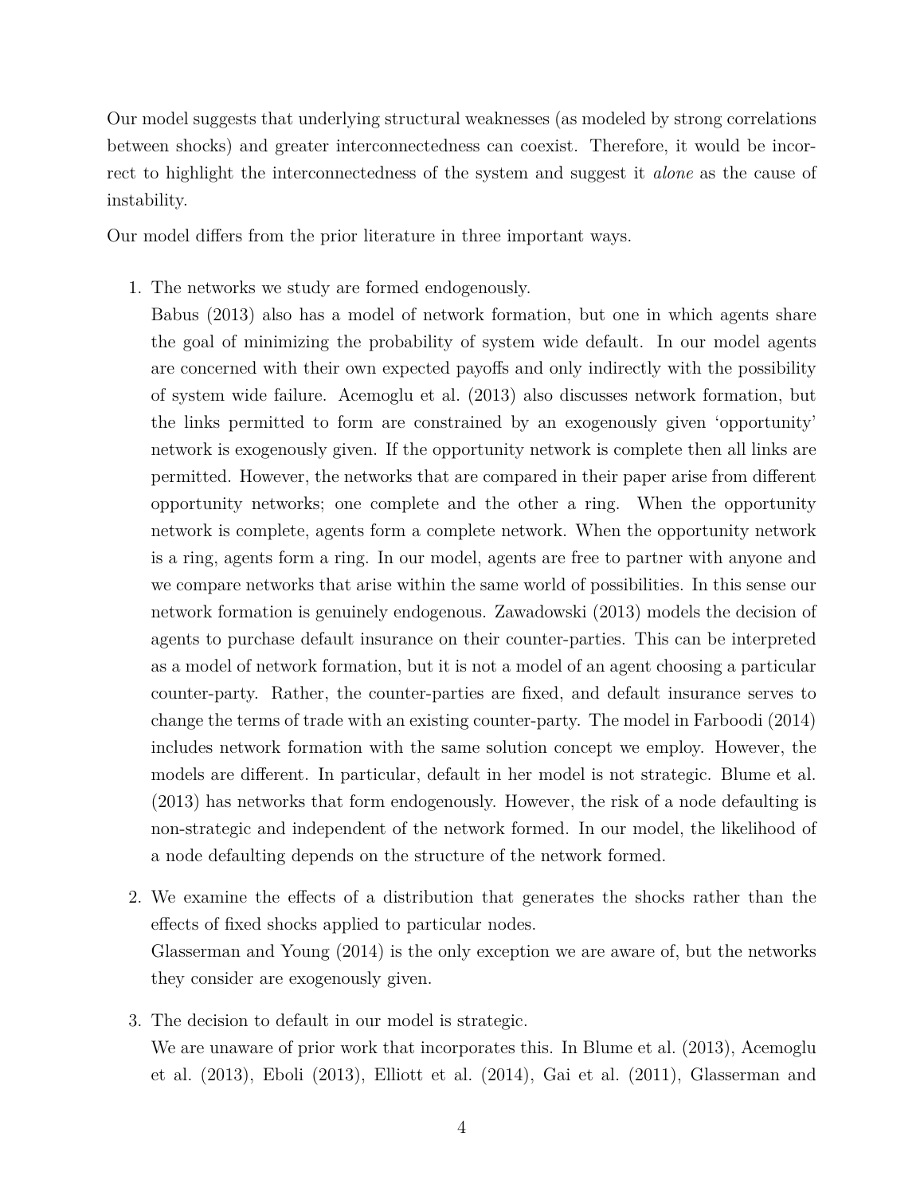Our model suggests that underlying structural weaknesses (as modeled by strong correlations between shocks) and greater interconnectedness can coexist. Therefore, it would be incorrect to highlight the interconnectedness of the system and suggest it *alone* as the cause of instability.

Our model differs from the prior literature in three important ways.

1. The networks we study are formed endogenously.
   Babus (2013) also has a model of network formation, but one in which agents share the goal of minimizing the probability of system wide default. In our model agents are concerned with their own expected payoffs and only indirectly with the possibility of system wide failure. Acemoglu et al. (2013) also discusses network formation, but the links permitted to form are constrained by an exogenously given 'opportunity' network is exogenously given. If the opportunity network is complete then all links are permitted. However, the networks that are compared in their paper arise from different opportunity networks; one complete and the other a ring. When the opportunity network is complete, agents form a complete network. When the opportunity network is a ring, agents form a ring. In our model, agents are free to partner with anyone and we compare networks that arise within the same world of possibilities. In this sense our network formation is genuinely endogenous. Zawadowski (2013) models the decision of agents to purchase default insurance on their counter-parties. This can be interpreted as a model of network formation, but it is not a model of an agent choosing a particular counter-party. Rather, the counter-parties are fixed, and default insurance serves to change the terms of trade with an existing counter-party. The model in Farboodi (2014) includes network formation with the same solution concept we employ. However, the models are different. In particular, default in her model is not strategic. Blume et al. (2013) has networks that form endogenously. However, the risk of a node defaulting is non-strategic and independent of the network formed. In our model, the likelihood of a node defaulting depends on the structure of the network formed.

2. We examine the effects of a distribution that generates the shocks rather than the effects of fixed shocks applied to particular nodes.
   Glasserman and Young (2014) is the only exception we are aware of, but the networks they consider are exogenously given.

3. The decision to default in our model is strategic.
   We are unaware of prior work that incorporates this. In Blume et al. (2013), Acemoglu et al. (2013), Eboli (2013), Elliott et al. (2014), Gai et al. (2011), Glasserman and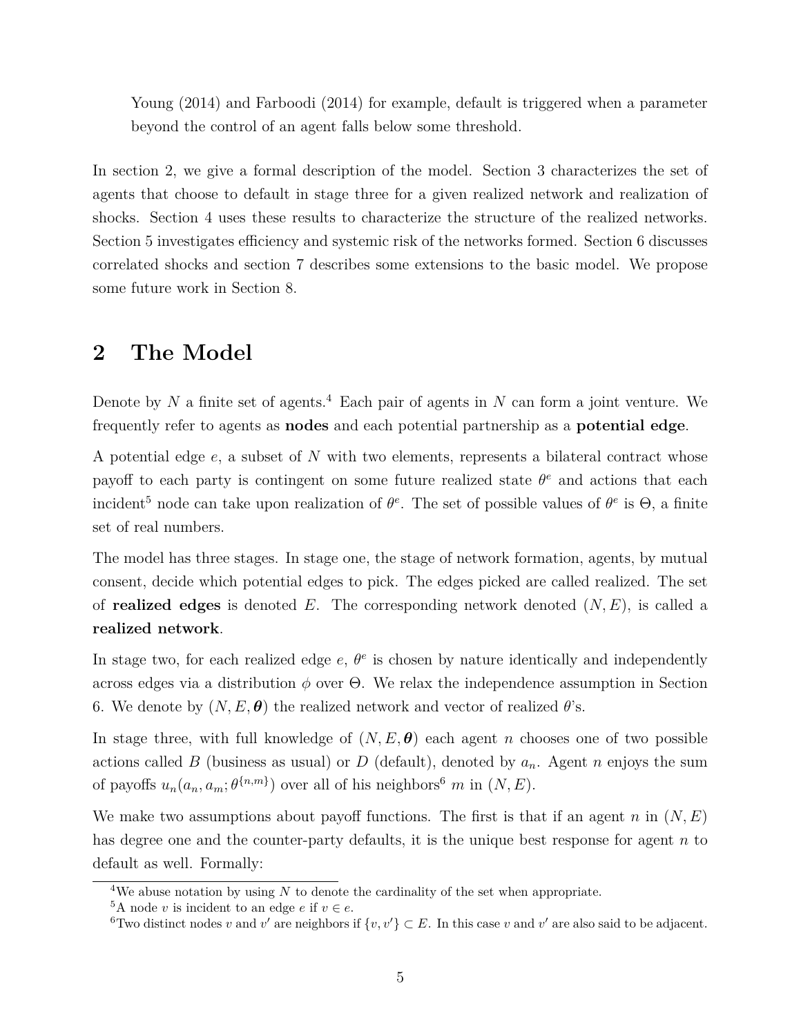Young (2014) and Farboodi (2014) for example, default is triggered when a parameter beyond the control of an agent falls below some threshold.

In section 2, we give a formal description of the model. Section 3 characterizes the set of agents that choose to default in stage three for a given realized network and realization of shocks. Section 4 uses these results to characterize the structure of the realized networks. Section 5 investigates efficiency and systemic risk of the networks formed. Section 6 discusses correlated shocks and section 7 describes some extensions to the basic model. We propose some future work in Section 8.

## 2 The Model

Denote by $N$ a finite set of agents.[4] Each pair of agents in $N$ can form a joint venture. We frequently refer to agents as **nodes** and each potential partnership as a **potential edge**.

A potential edge $e$, a subset of $N$ with two elements, represents a bilateral contract whose payoff to each party is contingent on some future realized state $\theta^e$ and actions that each incident[5] node can take upon realization of $\theta^e$. The set of possible values of $\theta^e$ is $\Theta$, a finite set of real numbers.

The model has three stages. In stage one, the stage of network formation, agents, by mutual consent, decide which potential edges to pick. The edges picked are called realized. The set of **realized edges** is denoted $E$. The corresponding network denoted $(N, E)$, is called a **realized network**.

In stage two, for each realized edge $e$, $\theta^e$ is chosen by nature identically and independently across edges via a distribution $\phi$ over $\Theta$. We relax the independence assumption in Section 6. We denote by $(N, E, \boldsymbol{\theta})$ the realized network and vector of realized $\theta$'s.

In stage three, with full knowledge of $(N, E, \boldsymbol{\theta})$ each agent $n$ chooses one of two possible actions called $B$ (business as usual) or $D$ (default), denoted by $a_n$. Agent $n$ enjoys the sum of payoffs $u_n(a_n, a_m; \theta^{\{n,m\}})$ over all of his neighbors[6] $m$ in $(N, E)$.

We make two assumptions about payoff functions. The first is that if an agent $n$ in $(N, E)$ has degree one and the counter-party defaults, it is the unique best response for agent $n$ to default as well. Formally:

[4] We abuse notation by using $N$ to denote the cardinality of the set when appropriate.

[5] A node $v$ is incident to an edge $e$ if $v \in e$.

[6] Two distinct nodes $v$ and $v'$ are neighbors if $\{v, v'\} \subset E$. In this case $v$ and $v'$ are also said to be adjacent.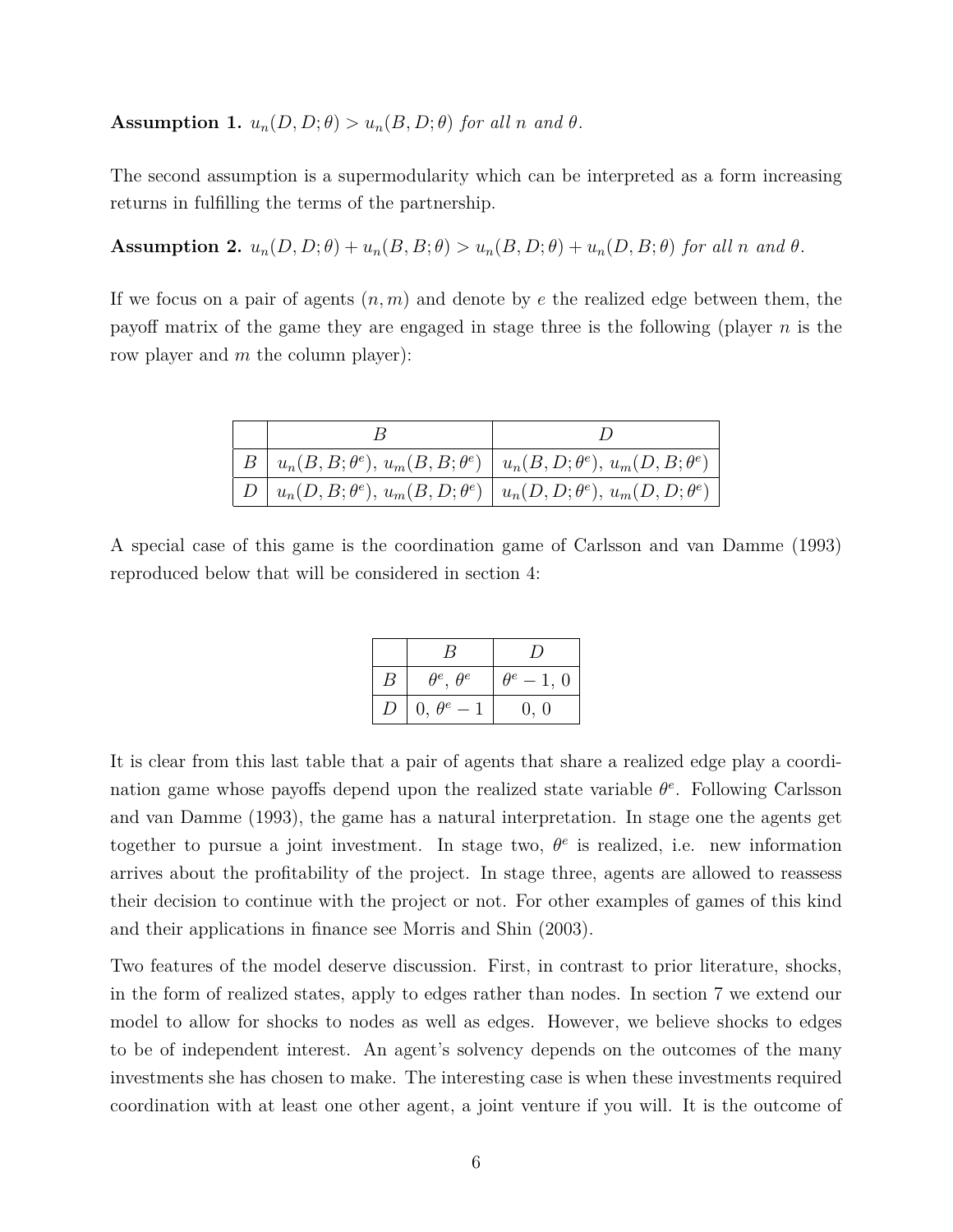**Assumption 1.** *$u_n(D, D; \theta) > u_n(B, D; \theta)$ for all $n$ and $\theta$.*

The second assumption is a supermodularity which can be interpreted as a form increasing returns in fulfilling the terms of the partnership.

**Assumption 2.** *$u_n(D, D; \theta) + u_n(B, B; \theta) > u_n(B, D; \theta) + u_n(D, B; \theta)$ for all $n$ and $\theta$.*

If we focus on a pair of agents $(n, m)$ and denote by $e$ the realized edge between them, the payoff matrix of the game they are engaged in stage three is the following (player $n$ is the row player and $m$ the column player):

| | $B$ | $D$ |
|---|---|---|
| $B$ | $u_n(B, B; \theta^e)$, $u_m(B, B; \theta^e)$ | $u_n(B, D; \theta^e)$, $u_m(D, B; \theta^e)$ |
| $D$ | $u_n(D, B; \theta^e)$, $u_m(B, D; \theta^e)$ | $u_n(D, D; \theta^e)$, $u_m(D, D; \theta^e)$ |

A special case of this game is the coordination game of Carlsson and van Damme (1993) reproduced below that will be considered in section 4:

| | $B$ | $D$ |
|---|---|---|
| $B$ | $\theta^e$, $\theta^e$ | $\theta^e - 1$, $0$ |
| $D$ | $0$, $\theta^e - 1$ | $0$, $0$ |

It is clear from this last table that a pair of agents that share a realized edge play a coordination game whose payoffs depend upon the realized state variable $\theta^e$. Following Carlsson and van Damme (1993), the game has a natural interpretation. In stage one the agents get together to pursue a joint investment. In stage two, $\theta^e$ is realized, i.e. new information arrives about the profitability of the project. In stage three, agents are allowed to reassess their decision to continue with the project or not. For other examples of games of this kind and their applications in finance see Morris and Shin (2003).

Two features of the model deserve discussion. First, in contrast to prior literature, shocks, in the form of realized states, apply to edges rather than nodes. In section 7 we extend our model to allow for shocks to nodes as well as edges. However, we believe shocks to edges to be of independent interest. An agent's solvency depends on the outcomes of the many investments she has chosen to make. The interesting case is when these investments required coordination with at least one other agent, a joint venture if you will. It is the outcome of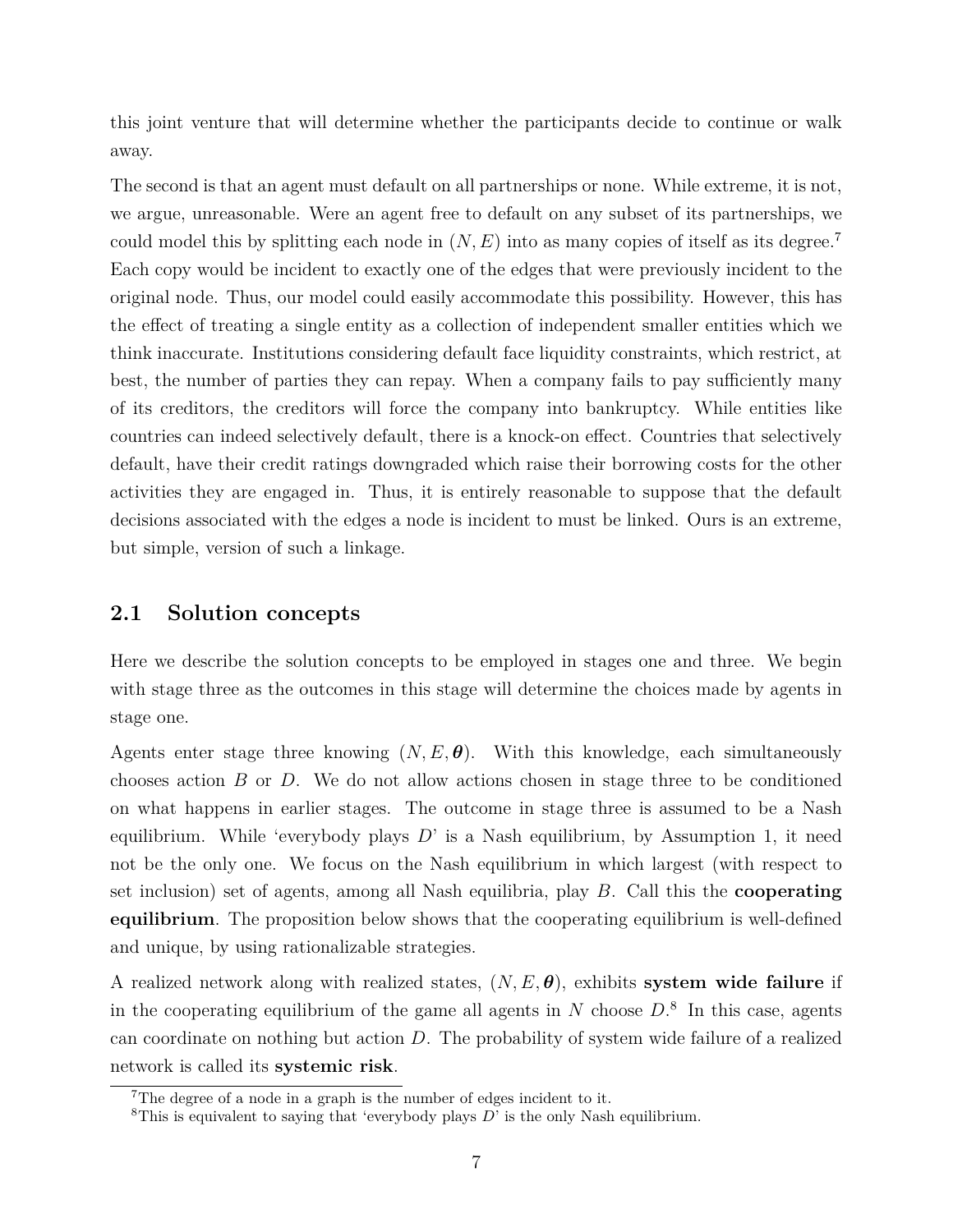this joint venture that will determine whether the participants decide to continue or walk away.

The second is that an agent must default on all partnerships or none. While extreme, it is not, we argue, unreasonable. Were an agent free to default on any subset of its partnerships, we could model this by splitting each node in $(N, E)$ into as many copies of itself as its degree.[7] Each copy would be incident to exactly one of the edges that were previously incident to the original node. Thus, our model could easily accommodate this possibility. However, this has the effect of treating a single entity as a collection of independent smaller entities which we think inaccurate. Institutions considering default face liquidity constraints, which restrict, at best, the number of parties they can repay. When a company fails to pay sufficiently many of its creditors, the creditors will force the company into bankruptcy. While entities like countries can indeed selectively default, there is a knock-on effect. Countries that selectively default, have their credit ratings downgraded which raise their borrowing costs for the other activities they are engaged in. Thus, it is entirely reasonable to suppose that the default decisions associated with the edges a node is incident to must be linked. Ours is an extreme, but simple, version of such a linkage.

## 2.1 Solution concepts

Here we describe the solution concepts to be employed in stages one and three. We begin with stage three as the outcomes in this stage will determine the choices made by agents in stage one.

Agents enter stage three knowing $(N, E, \boldsymbol{\theta})$. With this knowledge, each simultaneously chooses action $B$ or $D$. We do not allow actions chosen in stage three to be conditioned on what happens in earlier stages. The outcome in stage three is assumed to be a Nash equilibrium. While 'everybody plays $D$' is a Nash equilibrium, by Assumption 1, it need not be the only one. We focus on the Nash equilibrium in which largest (with respect to set inclusion) set of agents, among all Nash equilibria, play $B$. Call this the **cooperating equilibrium**. The proposition below shows that the cooperating equilibrium is well-defined and unique, by using rationalizable strategies.

A realized network along with realized states, $(N, E, \boldsymbol{\theta})$, exhibits **system wide failure** if in the cooperating equilibrium of the game all agents in $N$ choose $D$.[8] In this case, agents can coordinate on nothing but action $D$. The probability of system wide failure of a realized network is called its **systemic risk**.

[7] The degree of a node in a graph is the number of edges incident to it.

[8] This is equivalent to saying that 'everybody plays $D$' is the only Nash equilibrium.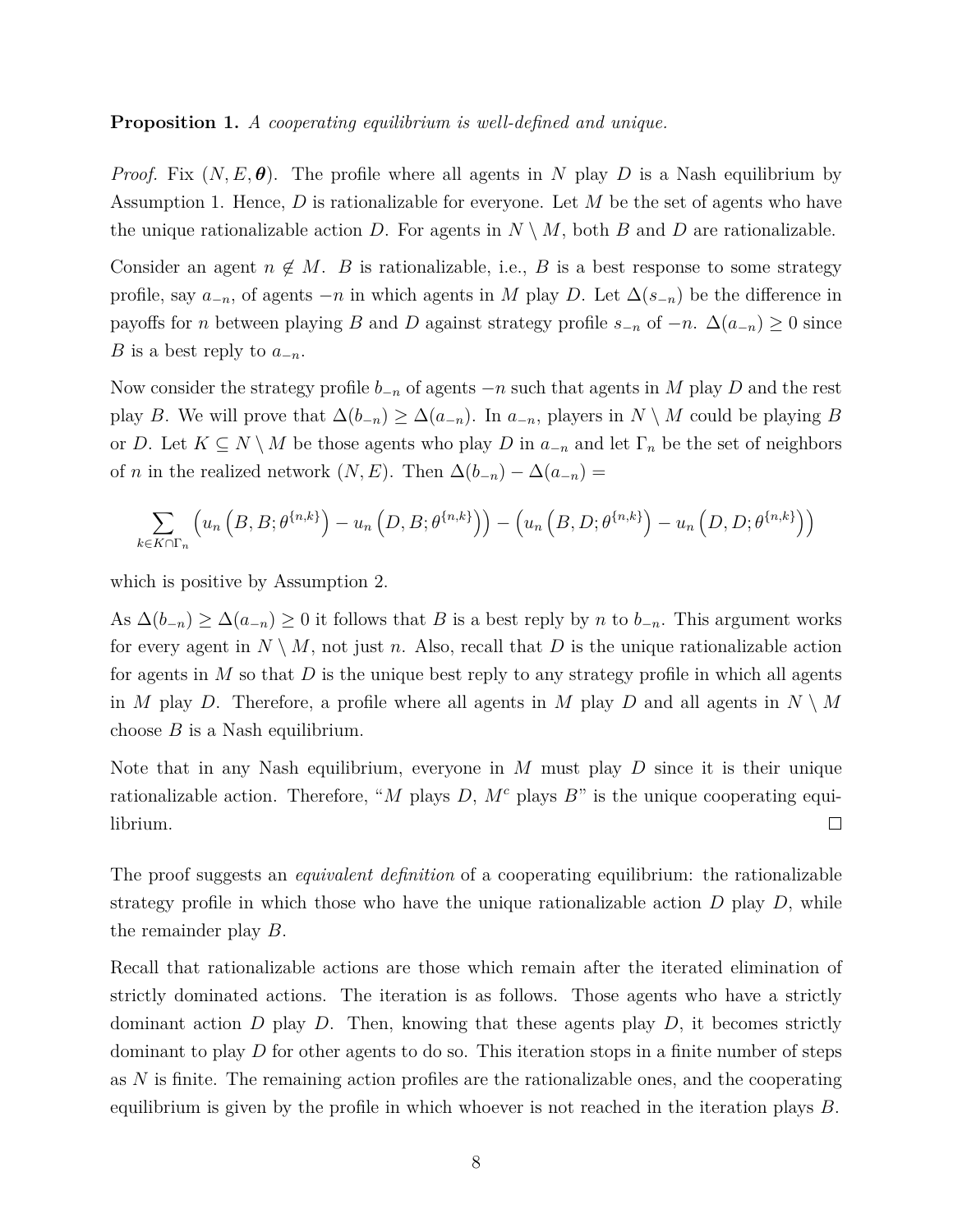**Proposition 1.** *A cooperating equilibrium is well-defined and unique.*

*Proof.* Fix $(N, E, \boldsymbol{\theta})$. The profile where all agents in $N$ play $D$ is a Nash equilibrium by Assumption 1. Hence, $D$ is rationalizable for everyone. Let $M$ be the set of agents who have the unique rationalizable action $D$. For agents in $N \setminus M$, both $B$ and $D$ are rationalizable.

Consider an agent $n \notin M$. $B$ is rationalizable, i.e., $B$ is a best response to some strategy profile, say $a_{-n}$, of agents $-n$ in which agents in $M$ play $D$. Let $\Delta(s_{-n})$ be the difference in payoffs for $n$ between playing $B$ and $D$ against strategy profile $s_{-n}$ of $-n$. $\Delta(a_{-n}) \geq 0$ since $B$ is a best reply to $a_{-n}$.

Now consider the strategy profile $b_{-n}$ of agents $-n$ such that agents in $M$ play $D$ and the rest play $B$. We will prove that $\Delta(b_{-n}) \geq \Delta(a_{-n})$. In $a_{-n}$, players in $N \setminus M$ could be playing $B$ or $D$. Let $K \subseteq N \setminus M$ be those agents who play $D$ in $a_{-n}$ and let $\Gamma_n$ be the set of neighbors of $n$ in the realized network $(N, E)$. Then $\Delta(b_{-n}) - \Delta(a_{-n}) =$

$$\sum_{k \in K \cap \Gamma_n} \left( u_n\left(B, B; \theta^{\{n,k\}}\right) - u_n\left(D, B; \theta^{\{n,k\}}\right)\right) - \left( u_n\left(B, D; \theta^{\{n,k\}}\right) - u_n\left(D, D; \theta^{\{n,k\}}\right)\right)$$

which is positive by Assumption 2.

As $\Delta(b_{-n}) \geq \Delta(a_{-n}) \geq 0$ it follows that $B$ is a best reply by $n$ to $b_{-n}$. This argument works for every agent in $N \setminus M$, not just $n$. Also, recall that $D$ is the unique rationalizable action for agents in $M$ so that $D$ is the unique best reply to any strategy profile in which all agents in $M$ play $D$. Therefore, a profile where all agents in $M$ play $D$ and all agents in $N \setminus M$ choose $B$ is a Nash equilibrium.

Note that in any Nash equilibrium, everyone in $M$ must play $D$ since it is their unique rationalizable action. Therefore, "$M$ plays $D$, $M^c$ plays $B$" is the unique cooperating equilibrium. $\square$

The proof suggests an *equivalent definition* of a cooperating equilibrium: the rationalizable strategy profile in which those who have the unique rationalizable action $D$ play $D$, while the remainder play $B$.

Recall that rationalizable actions are those which remain after the iterated elimination of strictly dominated actions. The iteration is as follows. Those agents who have a strictly dominant action $D$ play $D$. Then, knowing that these agents play $D$, it becomes strictly dominant to play $D$ for other agents to do so. This iteration stops in a finite number of steps as $N$ is finite. The remaining action profiles are the rationalizable ones, and the cooperating equilibrium is given by the profile in which whoever is not reached in the iteration plays $B$.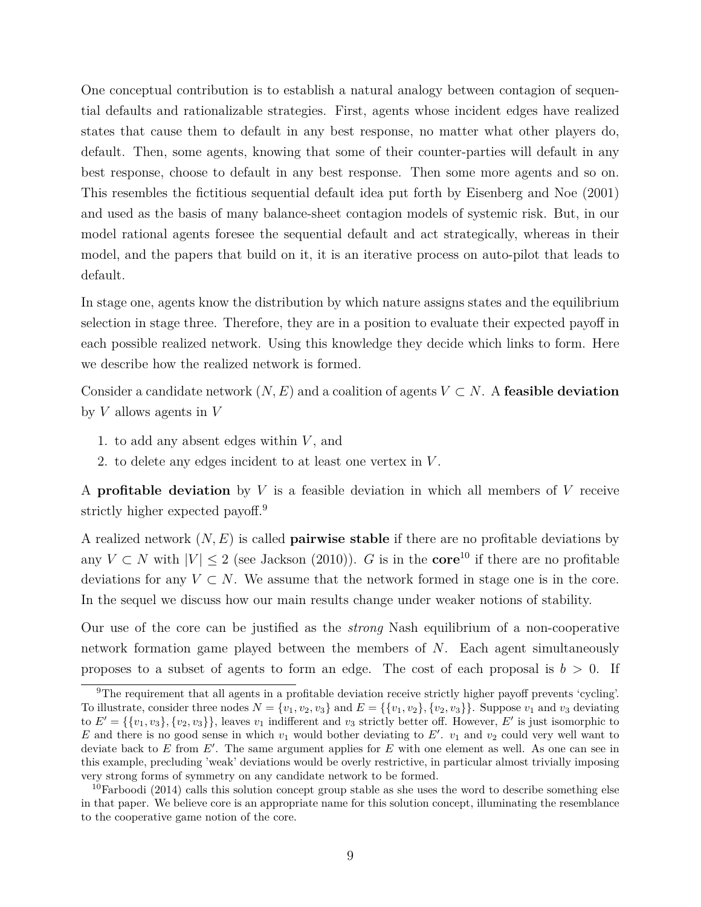One conceptual contribution is to establish a natural analogy between contagion of sequential defaults and rationalizable strategies. First, agents whose incident edges have realized states that cause them to default in any best response, no matter what other players do, default. Then, some agents, knowing that some of their counter-parties will default in any best response, choose to default in any best response. Then some more agents and so on. This resembles the fictitious sequential default idea put forth by Eisenberg and Noe (2001) and used as the basis of many balance-sheet contagion models of systemic risk. But, in our model rational agents foresee the sequential default and act strategically, whereas in their model, and the papers that build on it, it is an iterative process on auto-pilot that leads to default.

In stage one, agents know the distribution by which nature assigns states and the equilibrium selection in stage three. Therefore, they are in a position to evaluate their expected payoff in each possible realized network. Using this knowledge they decide which links to form. Here we describe how the realized network is formed.

Consider a candidate network $(N, E)$ and a coalition of agents $V \subset N$. A **feasible deviation** by $V$ allows agents in $V$

1. to add any absent edges within $V$, and
2. to delete any edges incident to at least one vertex in $V$.

A **profitable deviation** by $V$ is a feasible deviation in which all members of $V$ receive strictly higher expected payoff.[9]

A realized network $(N, E)$ is called **pairwise stable** if there are no profitable deviations by any $V \subset N$ with $|V| \leq 2$ (see Jackson (2010)). $G$ is in the **core**[10] if there are no profitable deviations for any $V \subset N$. We assume that the network formed in stage one is in the core. In the sequel we discuss how our main results change under weaker notions of stability.

Our use of the core can be justified as the *strong* Nash equilibrium of a non-cooperative network formation game played between the members of $N$. Each agent simultaneously proposes to a subset of agents to form an edge. The cost of each proposal is $b > 0$. If

---

[9] The requirement that all agents in a profitable deviation receive strictly higher payoff prevents 'cycling'. To illustrate, consider three nodes $N = \{v_1, v_2, v_3\}$ and $E = \{\{v_1, v_2\}, \{v_2, v_3\}\}$. Suppose $v_1$ and $v_3$ deviating to $E' = \{\{v_1, v_3\}, \{v_2, v_3\}\}$, leaves $v_1$ indifferent and $v_3$ strictly better off. However, $E'$ is just isomorphic to $E$ and there is no good sense in which $v_1$ would bother deviating to $E'$. $v_1$ and $v_2$ could very well want to deviate back to $E$ from $E'$. The same argument applies for $E$ with one element as well. As one can see in this example, precluding 'weak' deviations would be overly restrictive, in particular almost trivially imposing very strong forms of symmetry on any candidate network to be formed.

[10] Farboodi (2014) calls this solution concept group stable as she uses the word to describe something else in that paper. We believe core is an appropriate name for this solution concept, illuminating the resemblance to the cooperative game notion of the core.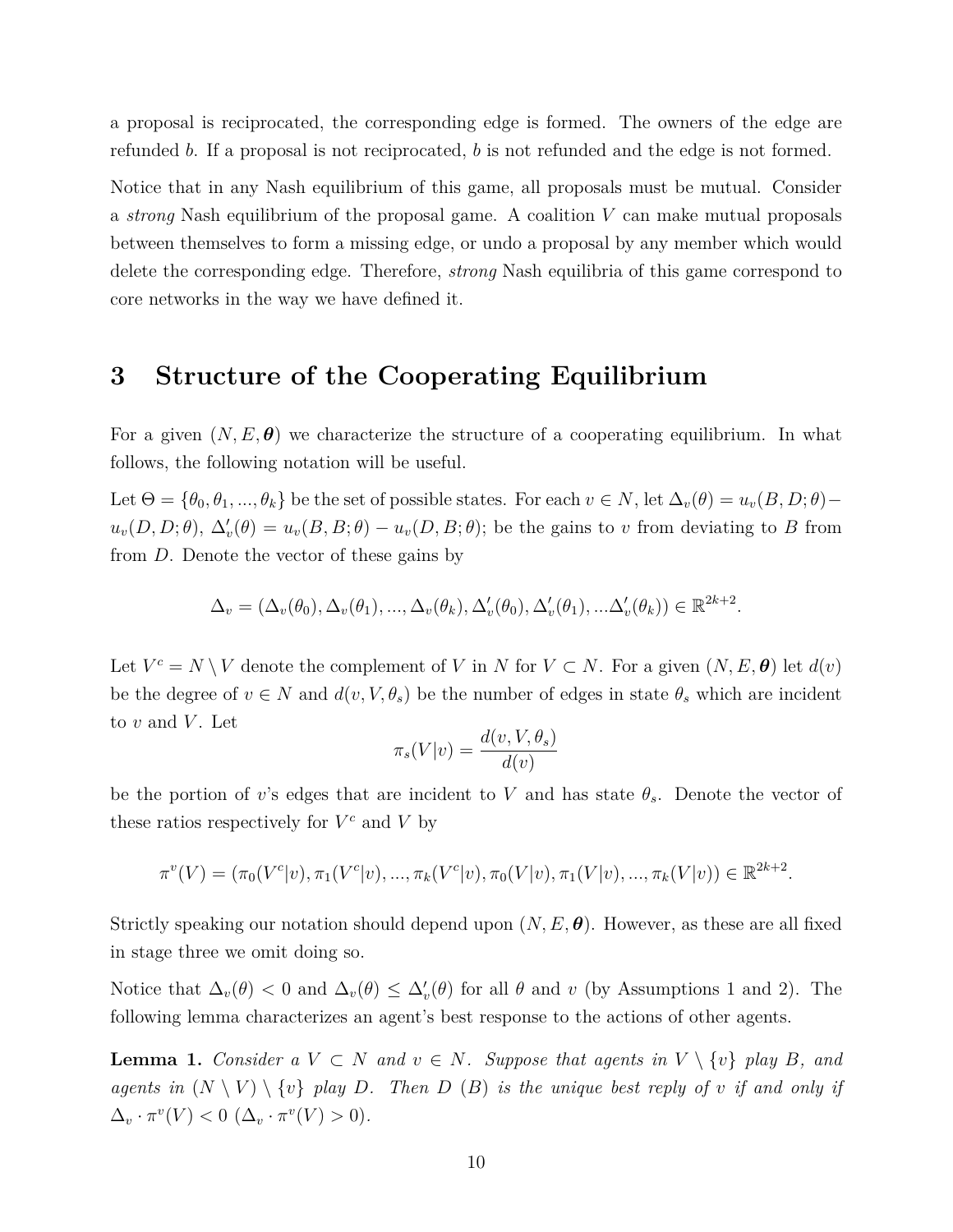a proposal is reciprocated, the corresponding edge is formed. The owners of the edge are refunded $b$. If a proposal is not reciprocated, $b$ is not refunded and the edge is not formed.

Notice that in any Nash equilibrium of this game, all proposals must be mutual. Consider a *strong* Nash equilibrium of the proposal game. A coalition $V$ can make mutual proposals between themselves to form a missing edge, or undo a proposal by any member which would delete the corresponding edge. Therefore, *strong* Nash equilibria of this game correspond to core networks in the way we have defined it.

# 3 Structure of the Cooperating Equilibrium

For a given $(N, E, \boldsymbol{\theta})$ we characterize the structure of a cooperating equilibrium. In what follows, the following notation will be useful.

Let $\Theta = \{\theta_0, \theta_1, ..., \theta_k\}$ be the set of possible states. For each $v \in N$, let $\Delta_v(\theta) = u_v(B, D; \theta) - u_v(D, D; \theta)$, $\Delta'_v(\theta) = u_v(B, B; \theta) - u_v(D, B; \theta)$; be the gains to $v$ from deviating to $B$ from from $D$. Denote the vector of these gains by

$$\Delta_v = (\Delta_v(\theta_0), \Delta_v(\theta_1), ..., \Delta_v(\theta_k), \Delta'_v(\theta_0), \Delta'_v(\theta_1), ...\Delta'_v(\theta_k)) \in \mathbb{R}^{2k+2}.$$

Let $V^c = N \setminus V$ denote the complement of $V$ in $N$ for $V \subset N$. For a given $(N, E, \boldsymbol{\theta})$ let $d(v)$ be the degree of $v \in N$ and $d(v, V, \theta_s)$ be the number of edges in state $\theta_s$ which are incident to $v$ and $V$. Let

$$\pi_s(V|v) = \frac{d(v, V, \theta_s)}{d(v)}$$

be the portion of $v$'s edges that are incident to $V$ and has state $\theta_s$. Denote the vector of these ratios respectively for $V^c$ and $V$ by

$$\pi^v(V) = (\pi_0(V^c|v), \pi_1(V^c|v), ..., \pi_k(V^c|v), \pi_0(V|v), \pi_1(V|v), ..., \pi_k(V|v)) \in \mathbb{R}^{2k+2}.$$

Strictly speaking our notation should depend upon $(N, E, \boldsymbol{\theta})$. However, as these are all fixed in stage three we omit doing so.

Notice that $\Delta_v(\theta) < 0$ and $\Delta_v(\theta) \leq \Delta'_v(\theta)$ for all $\theta$ and $v$ (by Assumptions 1 and 2). The following lemma characterizes an agent's best response to the actions of other agents.

**Lemma 1.** *Consider a $V \subset N$ and $v \in N$. Suppose that agents in $V \setminus \{v\}$ play $B$, and agents in $(N \setminus V) \setminus \{v\}$ play $D$. Then $D$ ($B$) is the unique best reply of $v$ if and only if $\Delta_v \cdot \pi^v(V) < 0$ ($\Delta_v \cdot \pi^v(V) > 0$).*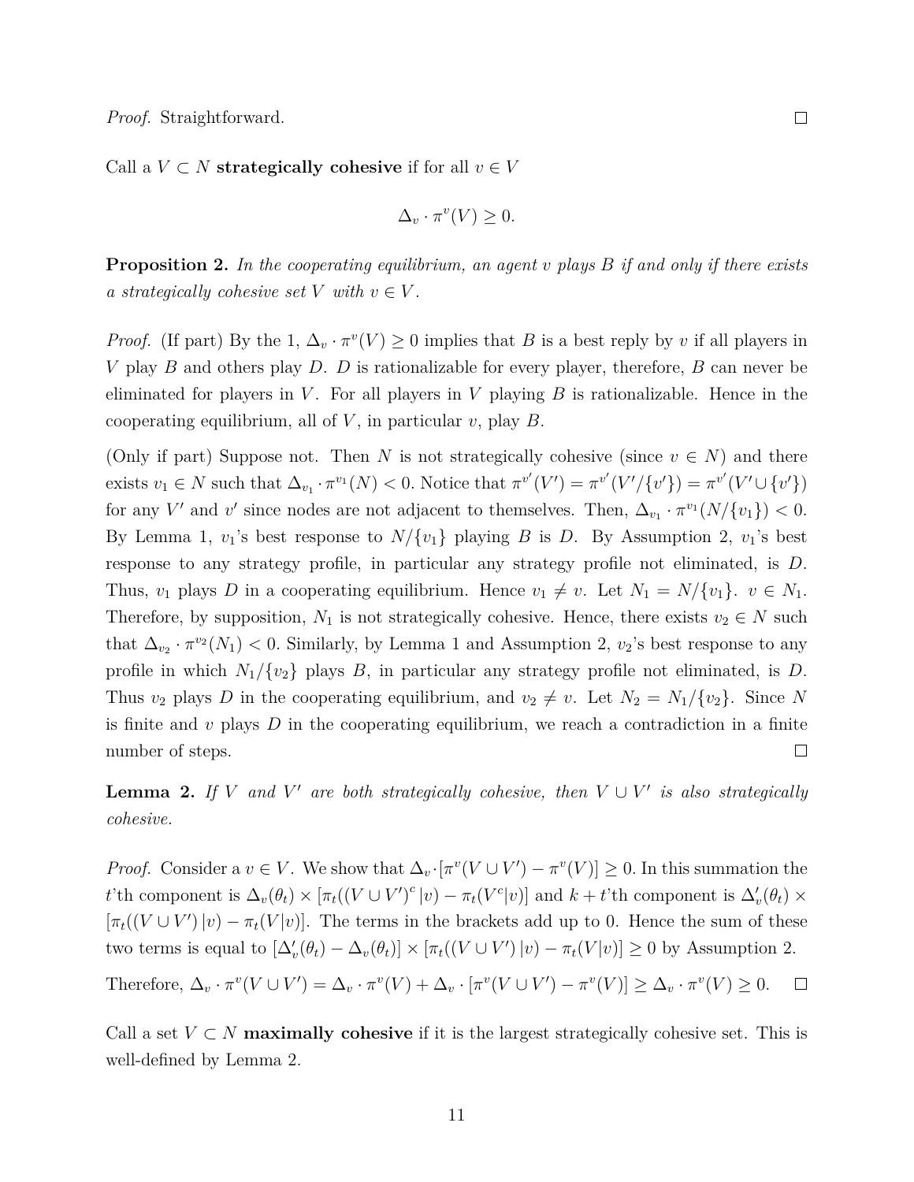*Proof.* Straightforward. □

Call a $V \subset N$ **strategically cohesive** if for all $v \in V$

$$\Delta_v \cdot \pi^v(V) \geq 0.$$

**Proposition 2.** *In the cooperating equilibrium, an agent $v$ plays $B$ if and only if there exists a strategically cohesive set $V$ with $v \in V$.*

*Proof.* (If part) By the 1, $\Delta_v \cdot \pi^v(V) \geq 0$ implies that $B$ is a best reply by $v$ if all players in $V$ play $B$ and others play $D$. $D$ is rationalizable for every player, therefore, $B$ can never be eliminated for players in $V$. For all players in $V$ playing $B$ is rationalizable. Hence in the cooperating equilibrium, all of $V$, in particular $v$, play $B$.

(Only if part) Suppose not. Then $N$ is not strategically cohesive (since $v \in N$) and there exists $v_1 \in N$ such that $\Delta_{v_1} \cdot \pi^{v_1}(N) < 0$. Notice that $\pi^{v'}(V') = \pi^{v'}(V'/\{v'\}) = \pi^{v'}(V' \cup \{v'\})$ for any $V'$ and $v'$ since nodes are not adjacent to themselves. Then, $\Delta_{v_1} \cdot \pi^{v_1}(N/\{v_1\}) < 0$. By Lemma 1, $v_1$'s best response to $N/\{v_1\}$ playing $B$ is $D$. By Assumption 2, $v_1$'s best response to any strategy profile, in particular any strategy profile not eliminated, is $D$. Thus, $v_1$ plays $D$ in a cooperating equilibrium. Hence $v_1 \neq v$. Let $N_1 = N/\{v_1\}$. $v \in N_1$. Therefore, by supposition, $N_1$ is not strategically cohesive. Hence, there exists $v_2 \in N$ such that $\Delta_{v_2} \cdot \pi^{v_2}(N_1) < 0$. Similarly, by Lemma 1 and Assumption 2, $v_2$'s best response to any profile in which $N_1/\{v_2\}$ plays $B$, in particular any strategy profile not eliminated, is $D$. Thus $v_2$ plays $D$ in the cooperating equilibrium, and $v_2 \neq v$. Let $N_2 = N_1/\{v_2\}$. Since $N$ is finite and $v$ plays $D$ in the cooperating equilibrium, we reach a contradiction in a finite number of steps. □

**Lemma 2.** *If $V$ and $V'$ are both strategically cohesive, then $V \cup V'$ is also strategically cohesive.*

*Proof.* Consider a $v \in V$. We show that $\Delta_v \cdot [\pi^v(V \cup V') - \pi^v(V)] \geq 0$. In this summation the $t$'th component is $\Delta_v(\theta_t) \times [\pi_t((V \cup V')^c | v) - \pi_t(V^c|v)]$ and $k+t$'th component is $\Delta'_v(\theta_t) \times [\pi_t((V \cup V') | v) - \pi_t(V|v)]$. The terms in the brackets add up to 0. Hence the sum of these two terms is equal to $[\Delta'_v(\theta_t) - \Delta_v(\theta_t)] \times [\pi_t((V \cup V') | v) - \pi_t(V|v)] \geq 0$ by Assumption 2.

Therefore, $\Delta_v \cdot \pi^v(V \cup V') = \Delta_v \cdot \pi^v(V) + \Delta_v \cdot [\pi^v(V \cup V') - \pi^v(V)] \geq \Delta_v \cdot \pi^v(V) \geq 0$. □

Call a set $V \subset N$ **maximally cohesive** if it is the largest strategically cohesive set. This is well-defined by Lemma 2.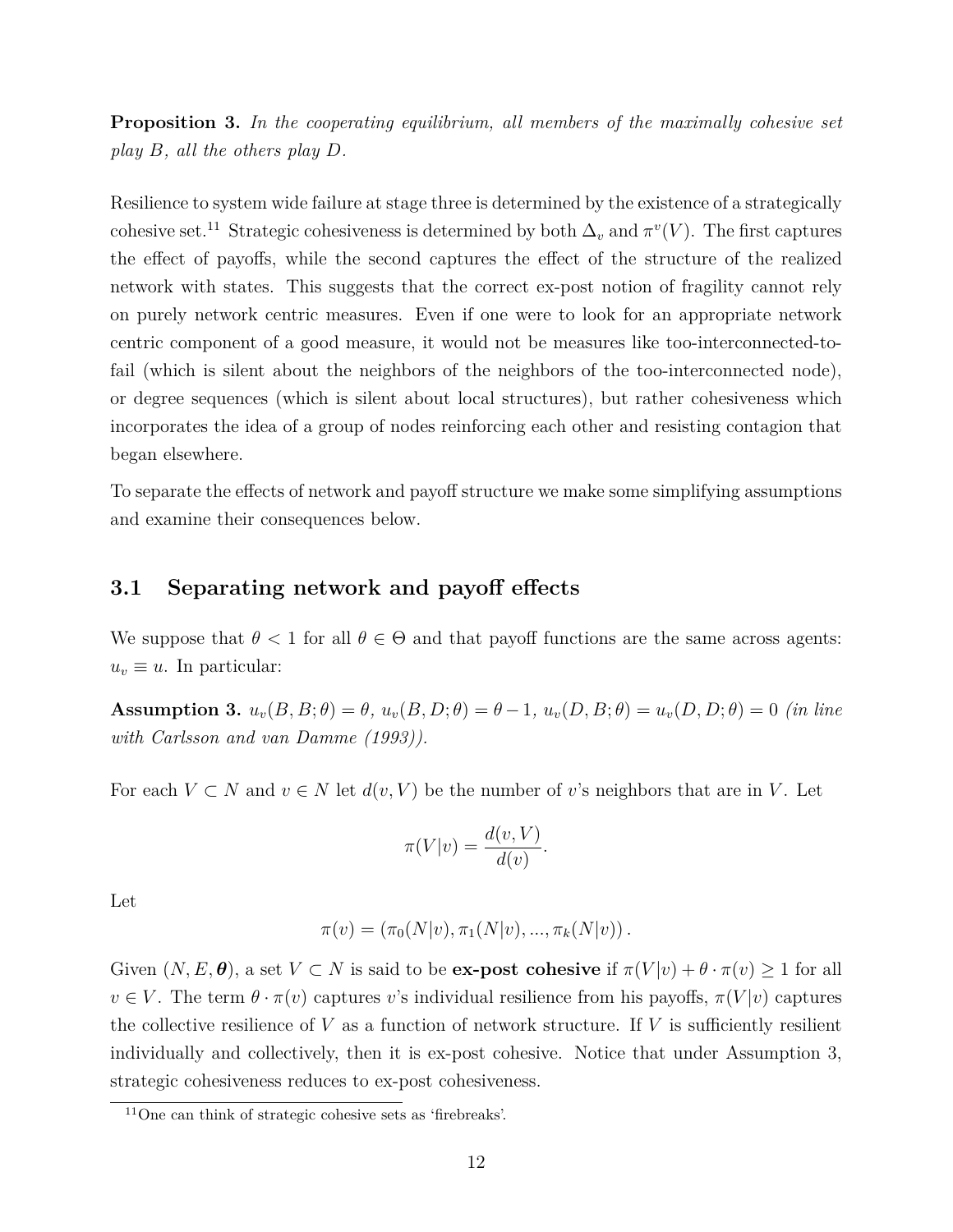**Proposition 3.** *In the cooperating equilibrium, all members of the maximally cohesive set play $B$, all the others play $D$.*

Resilience to system wide failure at stage three is determined by the existence of a strategically cohesive set.[11] Strategic cohesiveness is determined by both $\Delta_v$ and $\pi^v(V)$. The first captures the effect of payoffs, while the second captures the effect of the structure of the realized network with states. This suggests that the correct ex-post notion of fragility cannot rely on purely network centric measures. Even if one were to look for an appropriate network centric component of a good measure, it would not be measures like too-interconnected-to-fail (which is silent about the neighbors of the neighbors of the too-interconnected node), or degree sequences (which is silent about local structures), but rather cohesiveness which incorporates the idea of a group of nodes reinforcing each other and resisting contagion that began elsewhere.

To separate the effects of network and payoff structure we make some simplifying assumptions and examine their consequences below.

## 3.1 Separating network and payoff effects

We suppose that $\theta < 1$ for all $\theta \in \Theta$ and that payoff functions are the same across agents: $u_v \equiv u$. In particular:

**Assumption 3.** *$u_v(B, B; \theta) = \theta$, $u_v(B, D; \theta) = \theta - 1$, $u_v(D, B; \theta) = u_v(D, D; \theta) = 0$ (in line with Carlsson and van Damme (1993)).*

For each $V \subset N$ and $v \in N$ let $d(v, V)$ be the number of $v$'s neighbors that are in $V$. Let

$$\pi(V|v) = \frac{d(v, V)}{d(v)}.$$

Let

$$\pi(v) = (\pi_0(N|v), \pi_1(N|v), ..., \pi_k(N|v)).$$

Given $(N, E, \boldsymbol{\theta})$, a set $V \subset N$ is said to be **ex-post cohesive** if $\pi(V|v) + \theta \cdot \pi(v) \geq 1$ for all $v \in V$. The term $\theta \cdot \pi(v)$ captures $v$'s individual resilience from his payoffs, $\pi(V|v)$ captures the collective resilience of $V$ as a function of network structure. If $V$ is sufficiently resilient individually and collectively, then it is ex-post cohesive. Notice that under Assumption 3, strategic cohesiveness reduces to ex-post cohesiveness.

[11] One can think of strategic cohesive sets as 'firebreaks'.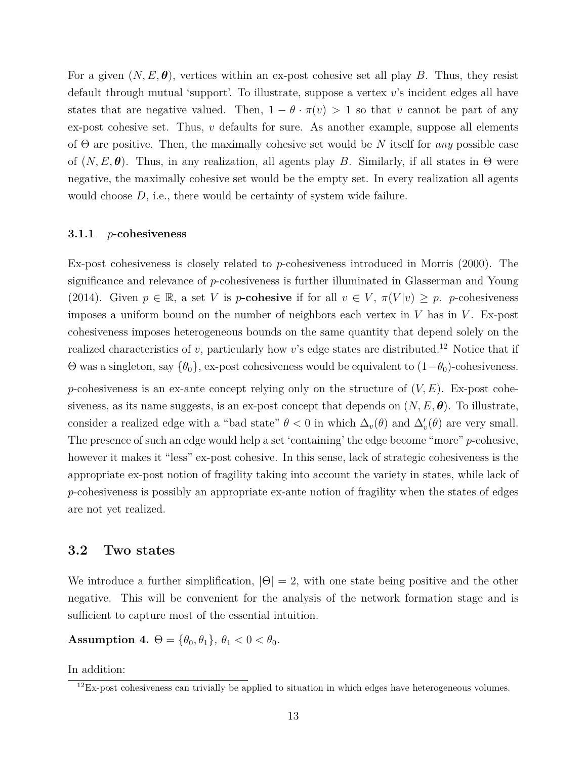For a given $(N, E, \boldsymbol{\theta})$, vertices within an ex-post cohesive set all play $B$. Thus, they resist default through mutual 'support'. To illustrate, suppose a vertex $v$'s incident edges all have states that are negative valued. Then, $1 - \theta \cdot \pi(v) > 1$ so that $v$ cannot be part of any ex-post cohesive set. Thus, $v$ defaults for sure. As another example, suppose all elements of $\Theta$ are positive. Then, the maximally cohesive set would be $N$ itself for *any* possible case of $(N, E, \boldsymbol{\theta})$. Thus, in any realization, all agents play $B$. Similarly, if all states in $\Theta$ were negative, the maximally cohesive set would be the empty set. In every realization all agents would choose $D$, i.e., there would be certainty of system wide failure.

### 3.1.1 $p$-cohesiveness

Ex-post cohesiveness is closely related to $p$-cohesiveness introduced in Morris (2000). The significance and relevance of $p$-cohesiveness is further illuminated in Glasserman and Young (2014). Given $p \in \mathbb{R}$, a set $V$ is $p$-**cohesive** if for all $v \in V$, $\pi(V|v) \geq p$. $p$-cohesiveness imposes a uniform bound on the number of neighbors each vertex in $V$ has in $V$. Ex-post cohesiveness imposes heterogeneous bounds on the same quantity that depend solely on the realized characteristics of $v$, particularly how $v$'s edge states are distributed.[12] Notice that if $\Theta$ was a singleton, say $\{\theta_0\}$, ex-post cohesiveness would be equivalent to $(1-\theta_0)$-cohesiveness.

$p$-cohesiveness is an ex-ante concept relying only on the structure of $(V, E)$. Ex-post cohesiveness, as its name suggests, is an ex-post concept that depends on $(N, E, \boldsymbol{\theta})$. To illustrate, consider a realized edge with a "bad state" $\theta < 0$ in which $\Delta_v(\theta)$ and $\Delta'_v(\theta)$ are very small. The presence of such an edge would help a set 'containing' the edge become "more" $p$-cohesive, however it makes it "less" ex-post cohesive. In this sense, lack of strategic cohesiveness is the appropriate ex-post notion of fragility taking into account the variety in states, while lack of $p$-cohesiveness is possibly an appropriate ex-ante notion of fragility when the states of edges are not yet realized.

## 3.2 Two states

We introduce a further simplification, $|\Theta| = 2$, with one state being positive and the other negative. This will be convenient for the analysis of the network formation stage and is sufficient to capture most of the essential intuition.

**Assumption 4.** $\Theta = \{\theta_0, \theta_1\}$, $\theta_1 < 0 < \theta_0$.

In addition:

[12] Ex-post cohesiveness can trivially be applied to situation in which edges have heterogeneous volumes.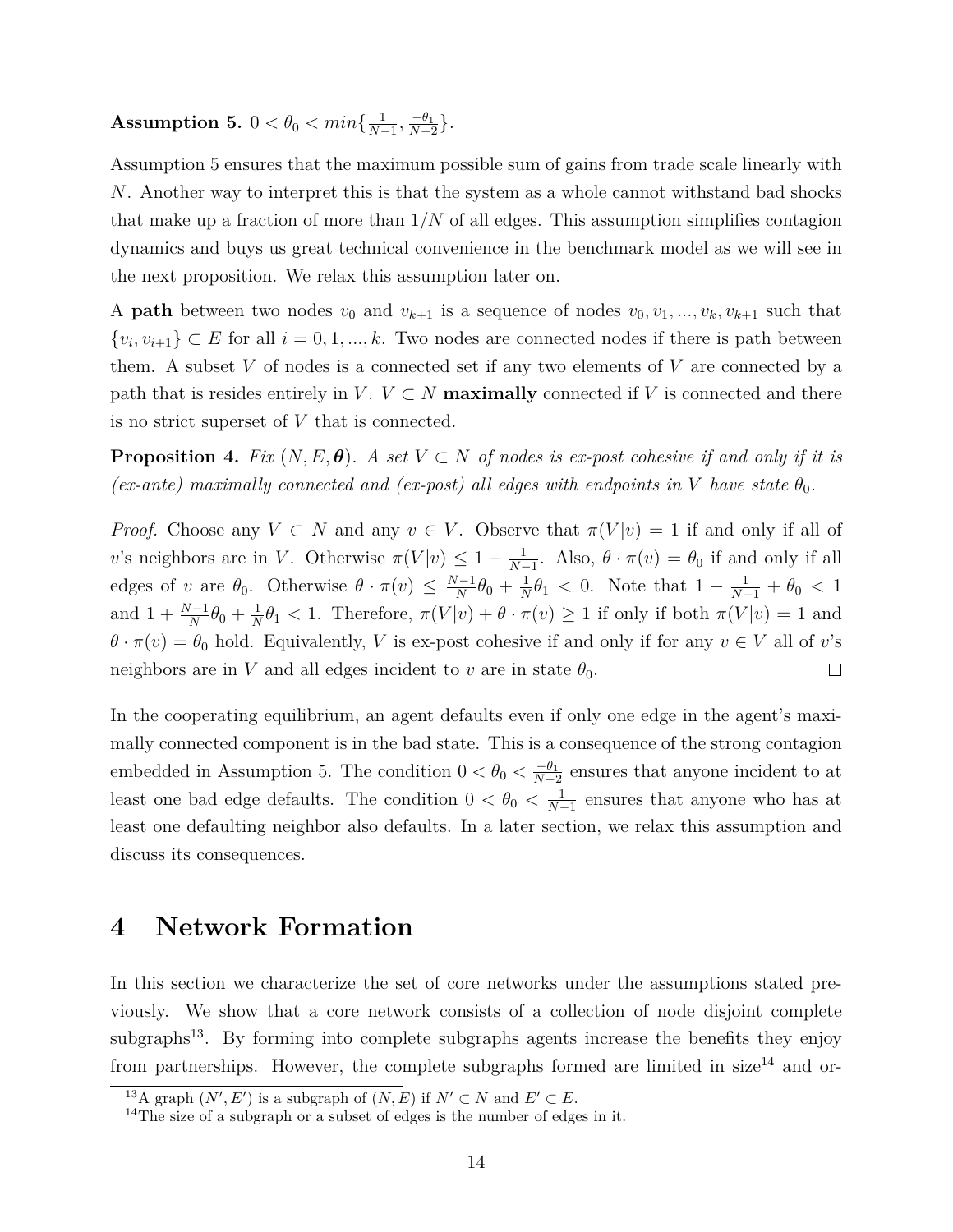**Assumption 5.** $0 < \theta_0 < min\{\frac{1}{N-1}, \frac{-\theta_1}{N-2}\}$.

Assumption 5 ensures that the maximum possible sum of gains from trade scale linearly with $N$. Another way to interpret this is that the system as a whole cannot withstand bad shocks that make up a fraction of more than $1/N$ of all edges. This assumption simplifies contagion dynamics and buys us great technical convenience in the benchmark model as we will see in the next proposition. We relax this assumption later on.

A **path** between two nodes $v_0$ and $v_{k+1}$ is a sequence of nodes $v_0, v_1, ..., v_k, v_{k+1}$ such that $\{v_i, v_{i+1}\} \subset E$ for all $i = 0, 1, ..., k$. Two nodes are connected nodes if there is path between them. A subset $V$ of nodes is a connected set if any two elements of $V$ are connected by a path that is resides entirely in $V$. $V \subset N$ **maximally** connected if $V$ is connected and there is no strict superset of $V$ that is connected.

**Proposition 4.** *Fix $(N, E, \boldsymbol{\theta})$. A set $V \subset N$ of nodes is ex-post cohesive if and only if it is (ex-ante) maximally connected and (ex-post) all edges with endpoints in $V$ have state $\theta_0$.*

*Proof.* Choose any $V \subset N$ and any $v \in V$. Observe that $\pi(V|v) = 1$ if and only if all of $v$'s neighbors are in $V$. Otherwise $\pi(V|v) \leq 1 - \frac{1}{N-1}$. Also, $\theta \cdot \pi(v) = \theta_0$ if and only if all edges of $v$ are $\theta_0$. Otherwise $\theta \cdot \pi(v) \leq \frac{N-1}{N}\theta_0 + \frac{1}{N}\theta_1 < 0$. Note that $1 - \frac{1}{N-1} + \theta_0 < 1$ and $1 + \frac{N-1}{N}\theta_0 + \frac{1}{N}\theta_1 < 1$. Therefore, $\pi(V|v) + \theta \cdot \pi(v) \geq 1$ if only if both $\pi(V|v) = 1$ and $\theta \cdot \pi(v) = \theta_0$ hold. Equivalently, $V$ is ex-post cohesive if and only if for any $v \in V$ all of $v$'s neighbors are in $V$ and all edges incident to $v$ are in state $\theta_0$. $\square$

In the cooperating equilibrium, an agent defaults even if only one edge in the agent's maximally connected component is in the bad state. This is a consequence of the strong contagion embedded in Assumption 5. The condition $0 < \theta_0 < \frac{-\theta_1}{N-2}$ ensures that anyone incident to at least one bad edge defaults. The condition $0 < \theta_0 < \frac{1}{N-1}$ ensures that anyone who has at least one defaulting neighbor also defaults. In a later section, we relax this assumption and discuss its consequences.

# 4 Network Formation

In this section we characterize the set of core networks under the assumptions stated previously. We show that a core network consists of a collection of node disjoint complete subgraphs[13]. By forming into complete subgraphs agents increase the benefits they enjoy from partnerships. However, the complete subgraphs formed are limited in size[14] and or-

[13] A graph $(N', E')$ is a subgraph of $(N, E)$ if $N' \subset N$ and $E' \subset E$.

[14] The size of a subgraph or a subset of edges is the number of edges in it.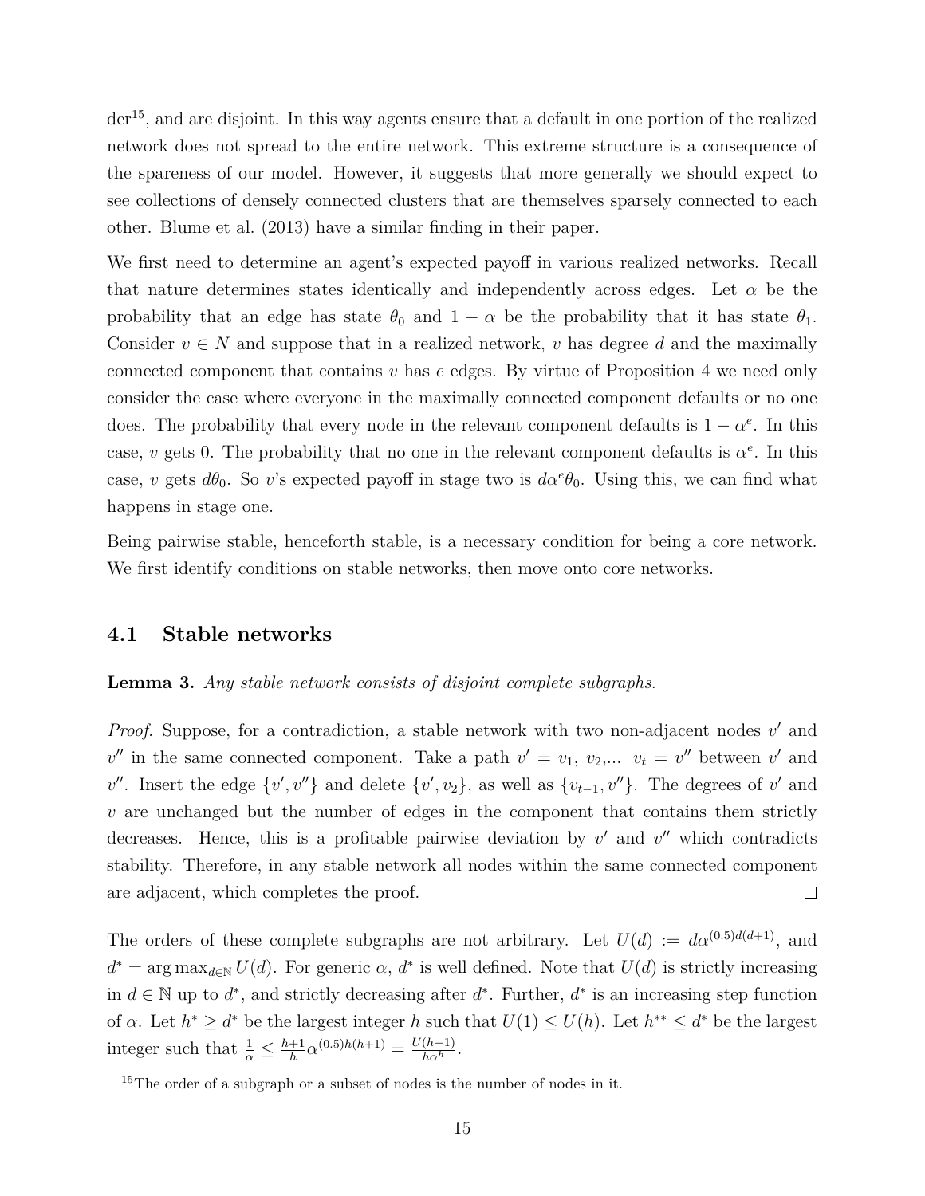der[15], and are disjoint. In this way agents ensure that a default in one portion of the realized network does not spread to the entire network. This extreme structure is a consequence of the spareness of our model. However, it suggests that more generally we should expect to see collections of densely connected clusters that are themselves sparsely connected to each other. Blume et al. (2013) have a similar finding in their paper.

We first need to determine an agent's expected payoff in various realized networks. Recall that nature determines states identically and independently across edges. Let $\alpha$ be the probability that an edge has state $\theta_0$ and $1 - \alpha$ be the probability that it has state $\theta_1$. Consider $v \in N$ and suppose that in a realized network, $v$ has degree $d$ and the maximally connected component that contains $v$ has $e$ edges. By virtue of Proposition 4 we need only consider the case where everyone in the maximally connected component defaults or no one does. The probability that every node in the relevant component defaults is $1 - \alpha^e$. In this case, $v$ gets 0. The probability that no one in the relevant component defaults is $\alpha^e$. In this case, $v$ gets $d\theta_0$. So $v$'s expected payoff in stage two is $d\alpha^e\theta_0$. Using this, we can find what happens in stage one.

Being pairwise stable, henceforth stable, is a necessary condition for being a core network. We first identify conditions on stable networks, then move onto core networks.

## 4.1 Stable networks

**Lemma 3.** *Any stable network consists of disjoint complete subgraphs.*

*Proof.* Suppose, for a contradiction, a stable network with two non-adjacent nodes $v'$ and $v''$ in the same connected component. Take a path $v' = v_1,\ v_2, \ldots\ v_t = v''$ between $v'$ and $v''$. Insert the edge $\{v', v''\}$ and delete $\{v', v_2\}$, as well as $\{v_{t-1}, v''\}$. The degrees of $v'$ and $v$ are unchanged but the number of edges in the component that contains them strictly decreases. Hence, this is a profitable pairwise deviation by $v'$ and $v''$ which contradicts stability. Therefore, in any stable network all nodes within the same connected component are adjacent, which completes the proof. □

The orders of these complete subgraphs are not arbitrary. Let $U(d) := d\alpha^{(0.5)d(d+1)}$, and $d^* = \arg\max_{d \in \mathbb{N}} U(d)$. For generic $\alpha$, $d^*$ is well defined. Note that $U(d)$ is strictly increasing in $d \in \mathbb{N}$ up to $d^*$, and strictly decreasing after $d^*$. Further, $d^*$ is an increasing step function of $\alpha$. Let $h^* \geq d^*$ be the largest integer $h$ such that $U(1) \leq U(h)$. Let $h^{**} \leq d^*$ be the largest integer such that $\frac{1}{\alpha} \leq \frac{h+1}{h}\alpha^{(0.5)h(h+1)} = \frac{U(h+1)}{h\alpha^h}$.

[15] The order of a subgraph or a subset of nodes is the number of nodes in it.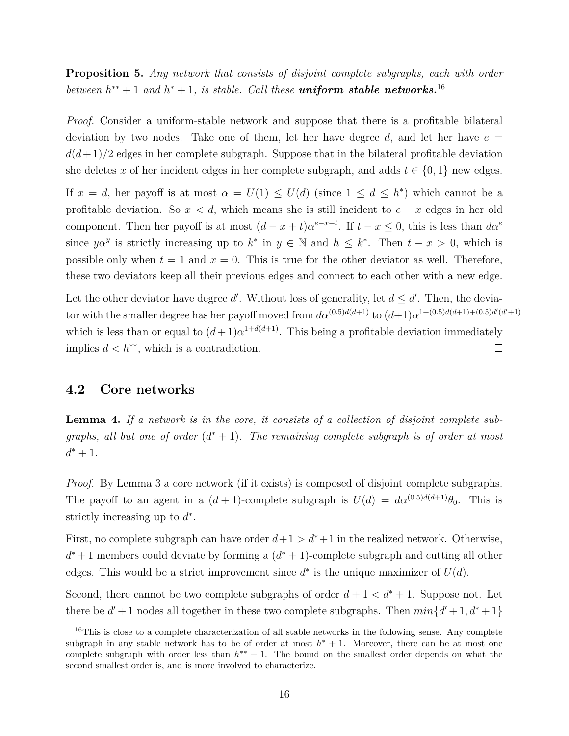**Proposition 5.** *Any network that consists of disjoint complete subgraphs, each with order between $h^{**}+1$ and $h^*+1$, is stable. Call these* ***uniform stable networks.***[16]

*Proof.* Consider a uniform-stable network and suppose that there is a profitable bilateral deviation by two nodes. Take one of them, let her have degree $d$, and let her have $e = d(d+1)/2$ edges in her complete subgraph. Suppose that in the bilateral profitable deviation she deletes $x$ of her incident edges in her complete subgraph, and adds $t \in \{0, 1\}$ new edges.

If $x = d$, her payoff is at most $\alpha = U(1) \leq U(d)$ (since $1 \leq d \leq h^*$) which cannot be a profitable deviation. So $x < d$, which means she is still incident to $e - x$ edges in her old component. Then her payoff is at most $(d - x + t)\alpha^{e-x+t}$. If $t - x \leq 0$, this is less than $d\alpha^e$ since $y\alpha^y$ is strictly increasing up to $k^*$ in $y \in \mathbb{N}$ and $h \leq k^*$. Then $t - x > 0$, which is possible only when $t = 1$ and $x = 0$. This is true for the other deviator as well. Therefore, these two deviators keep all their previous edges and connect to each other with a new edge.

Let the other deviator have degree $d'$. Without loss of generality, let $d \leq d'$. Then, the deviator with the smaller degree has her payoff moved from $d\alpha^{(0.5)d(d+1)}$ to $(d+1)\alpha^{1+(0.5)d(d+1)+(0.5)d'(d'+1)}$ which is less than or equal to $(d+1)\alpha^{1+d(d+1)}$. This being a profitable deviation immediately implies $d < h^{**}$, which is a contradiction. □

## 4.2 Core networks

**Lemma 4.** *If a network is in the core, it consists of a collection of disjoint complete subgraphs, all but one of order $(d^*+1)$. The remaining complete subgraph is of order at most $d^*+1$.*

*Proof.* By Lemma 3 a core network (if it exists) is composed of disjoint complete subgraphs. The payoff to an agent in a $(d+1)$-complete subgraph is $U(d) = d\alpha^{(0.5)d(d+1)}\theta_0$. This is strictly increasing up to $d^*$.

First, no complete subgraph can have order $d+1 > d^*+1$ in the realized network. Otherwise, $d^*+1$ members could deviate by forming a $(d^*+1)$-complete subgraph and cutting all other edges. This would be a strict improvement since $d^*$ is the unique maximizer of $U(d)$.

Second, there cannot be two complete subgraphs of order $d+1 < d^*+1$. Suppose not. Let there be $d'+1$ nodes all together in these two complete subgraphs. Then $min\{d'+1, d^*+1\}$

[16] This is close to a complete characterization of all stable networks in the following sense. Any complete subgraph in any stable network has to be of order at most $h^*+1$. Moreover, there can be at most one complete subgraph with order less than $h^{**}+1$. The bound on the smallest order depends on what the second smallest order is, and is more involved to characterize.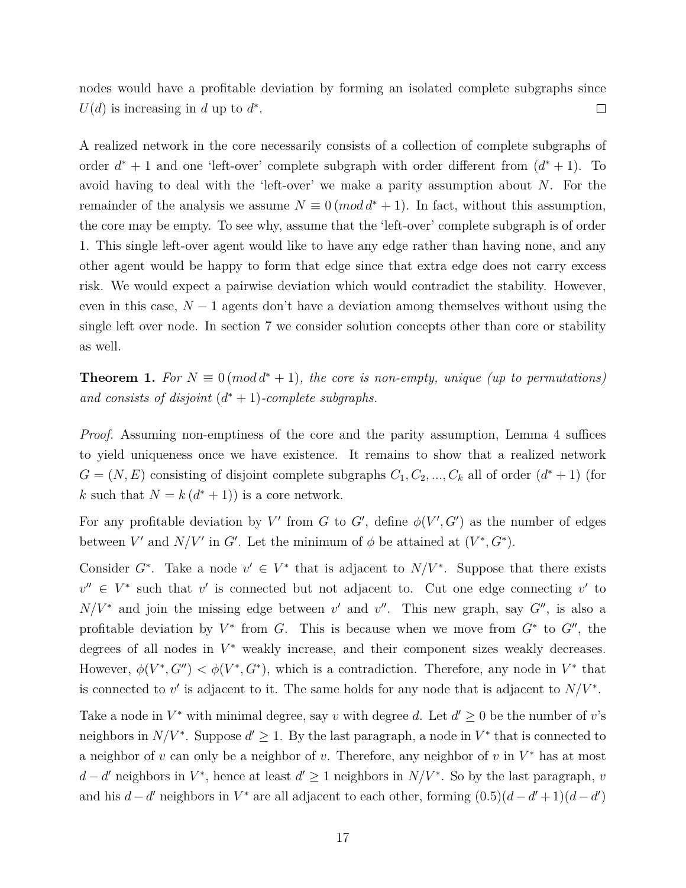nodes would have a profitable deviation by forming an isolated complete subgraphs since $U(d)$ is increasing in $d$ up to $d^*$. □

A realized network in the core necessarily consists of a collection of complete subgraphs of order $d^* + 1$ and one 'left-over' complete subgraph with order different from $(d^* + 1)$. To avoid having to deal with the 'left-over' we make a parity assumption about $N$. For the remainder of the analysis we assume $N \equiv 0\,(mod\, d^* + 1)$. In fact, without this assumption, the core may be empty. To see why, assume that the 'left-over' complete subgraph is of order 1. This single left-over agent would like to have any edge rather than having none, and any other agent would be happy to form that edge since that extra edge does not carry excess risk. We would expect a pairwise deviation which would contradict the stability. However, even in this case, $N - 1$ agents don't have a deviation among themselves without using the single left over node. In section 7 we consider solution concepts other than core or stability as well.

**Theorem 1.** *For $N \equiv 0\,(mod\, d^* + 1)$, the core is non-empty, unique (up to permutations) and consists of disjoint $(d^* + 1)$-complete subgraphs.*

*Proof.* Assuming non-emptiness of the core and the parity assumption, Lemma 4 suffices to yield uniqueness once we have existence. It remains to show that a realized network $G = (N, E)$ consisting of disjoint complete subgraphs $C_1, C_2, ..., C_k$ all of order $(d^* + 1)$ (for $k$ such that $N = k\,(d^* + 1)$) is a core network.

For any profitable deviation by $V'$ from $G$ to $G'$, define $\phi(V', G')$ as the number of edges between $V'$ and $N/V'$ in $G'$. Let the minimum of $\phi$ be attained at $(V^*, G^*)$.

Consider $G^*$. Take a node $v' \in V^*$ that is adjacent to $N/V^*$. Suppose that there exists $v'' \in V^*$ such that $v'$ is connected but not adjacent to. Cut one edge connecting $v'$ to $N/V^*$ and join the missing edge between $v'$ and $v''$. This new graph, say $G''$, is also a profitable deviation by $V^*$ from $G$. This is because when we move from $G^*$ to $G''$, the degrees of all nodes in $V^*$ weakly increase, and their component sizes weakly decreases. However, $\phi(V^*, G'') < \phi(V^*, G^*)$, which is a contradiction. Therefore, any node in $V^*$ that is connected to $v'$ is adjacent to it. The same holds for any node that is adjacent to $N/V^*$.

Take a node in $V^*$ with minimal degree, say $v$ with degree $d$. Let $d' \geq 0$ be the number of $v$'s neighbors in $N/V^*$. Suppose $d' \geq 1$. By the last paragraph, a node in $V^*$ that is connected to a neighbor of $v$ can only be a neighbor of $v$. Therefore, any neighbor of $v$ in $V^*$ has at most $d - d'$ neighbors in $V^*$, hence at least $d' \geq 1$ neighbors in $N/V^*$. So by the last paragraph, $v$ and his $d - d'$ neighbors in $V^*$ are all adjacent to each other, forming $(0.5)(d - d' + 1)(d - d')$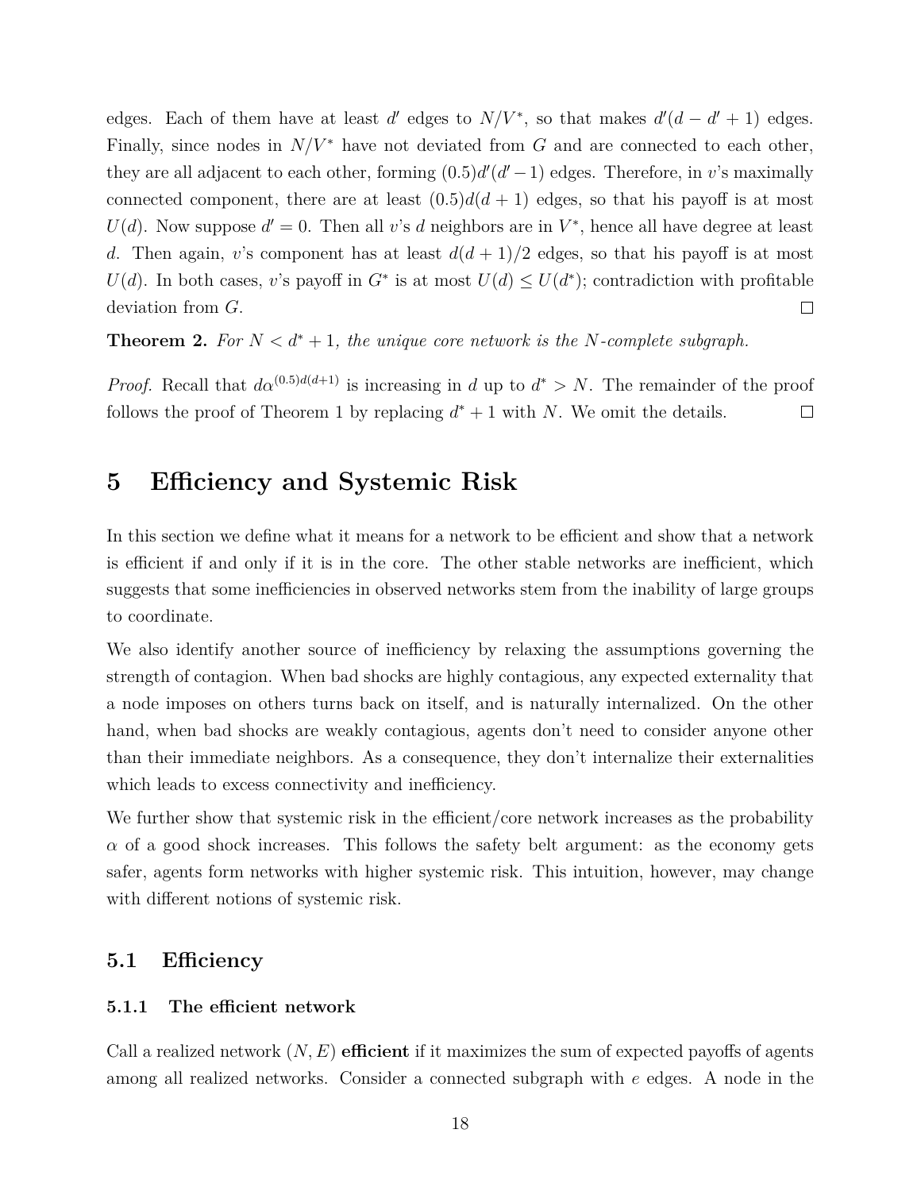edges. Each of them have at least $d'$ edges to $N/V^*$, so that makes $d'(d - d' + 1)$ edges. Finally, since nodes in $N/V^*$ have not deviated from $G$ and are connected to each other, they are all adjacent to each other, forming $(0.5)d'(d'-1)$ edges. Therefore, in $v$'s maximally connected component, there are at least $(0.5)d(d+1)$ edges, so that his payoff is at most $U(d)$. Now suppose $d' = 0$. Then all $v$'s $d$ neighbors are in $V^*$, hence all have degree at least $d$. Then again, $v$'s component has at least $d(d+1)/2$ edges, so that his payoff is at most $U(d)$. In both cases, $v$'s payoff in $G^*$ is at most $U(d) \leq U(d^*)$; contradiction with profitable deviation from $G$. □

**Theorem 2.** *For $N < d^* + 1$, the unique core network is the $N$-complete subgraph.*

*Proof.* Recall that $d\alpha^{(0.5)d(d+1)}$ is increasing in $d$ up to $d^* > N$. The remainder of the proof follows the proof of Theorem 1 by replacing $d^* + 1$ with $N$. We omit the details. □

# 5 Efficiency and Systemic Risk

In this section we define what it means for a network to be efficient and show that a network is efficient if and only if it is in the core. The other stable networks are inefficient, which suggests that some inefficiencies in observed networks stem from the inability of large groups to coordinate.

We also identify another source of inefficiency by relaxing the assumptions governing the strength of contagion. When bad shocks are highly contagious, any expected externality that a node imposes on others turns back on itself, and is naturally internalized. On the other hand, when bad shocks are weakly contagious, agents don't need to consider anyone other than their immediate neighbors. As a consequence, they don't internalize their externalities which leads to excess connectivity and inefficiency.

We further show that systemic risk in the efficient/core network increases as the probability $\alpha$ of a good shock increases. This follows the safety belt argument: as the economy gets safer, agents form networks with higher systemic risk. This intuition, however, may change with different notions of systemic risk.

## 5.1 Efficiency

### 5.1.1 The efficient network

Call a realized network $(N, E)$ **efficient** if it maximizes the sum of expected payoffs of agents among all realized networks. Consider a connected subgraph with $e$ edges. A node in the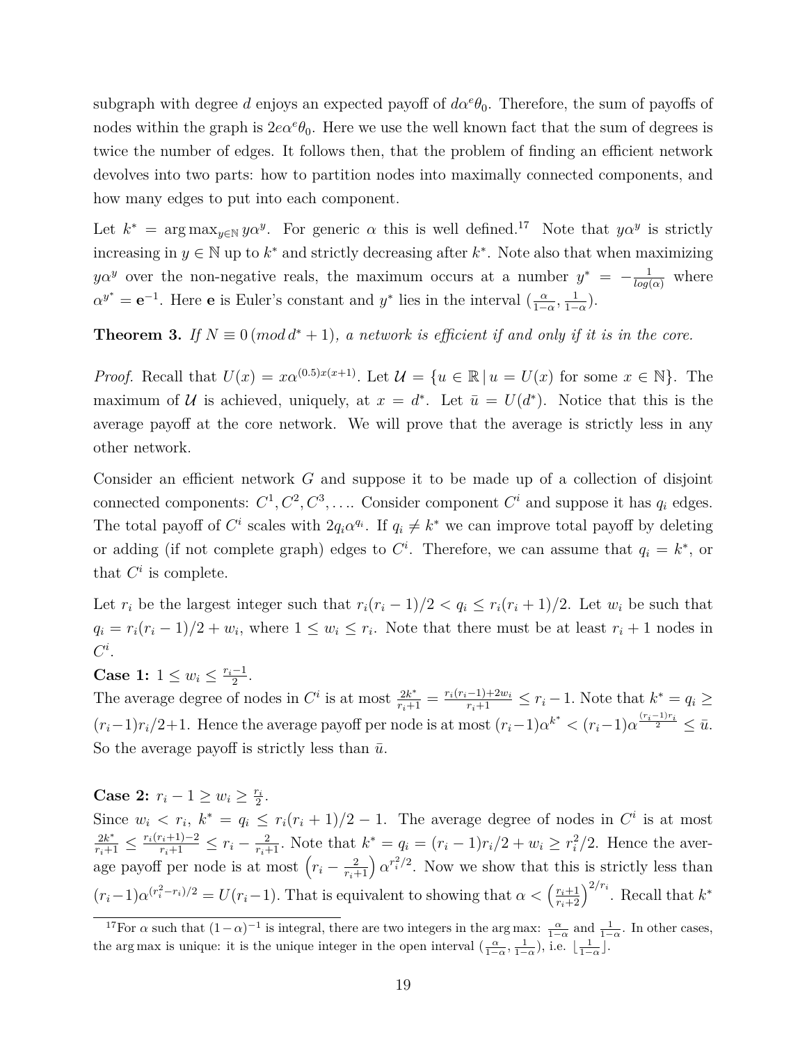subgraph with degree $d$ enjoys an expected payoff of $d\alpha^e\theta_0$. Therefore, the sum of payoffs of nodes within the graph is $2e\alpha^e\theta_0$. Here we use the well known fact that the sum of degrees is twice the number of edges. It follows then, that the problem of finding an efficient network devolves into two parts: how to partition nodes into maximally connected components, and how many edges to put into each component.

Let $k^* = \arg\max_{y\in\mathbb{N}} y\alpha^y$. For generic $\alpha$ this is well defined.[17] Note that $y\alpha^y$ is strictly increasing in $y \in \mathbb{N}$ up to $k^*$ and strictly decreasing after $k^*$. Note also that when maximizing $y\alpha^y$ over the non-negative reals, the maximum occurs at a number $y^* = -\frac{1}{log(\alpha)}$ where $\alpha^{y^*} = \mathbf{e}^{-1}$. Here $\mathbf{e}$ is Euler's constant and $y^*$ lies in the interval $(\frac{\alpha}{1-\alpha}, \frac{1}{1-\alpha})$.

**Theorem 3.** *If $N \equiv 0\,(mod\, d^*+1)$, a network is efficient if and only if it is in the core.*

*Proof.* Recall that $U(x) = x\alpha^{(0.5)x(x+1)}$. Let $\mathcal{U} = \{u \in \mathbb{R}\,|\, u = U(x) \text{ for some } x \in \mathbb{N}\}$. The maximum of $\mathcal{U}$ is achieved, uniquely, at $x = d^*$. Let $\bar{u} = U(d^*)$. Notice that this is the average payoff at the core network. We will prove that the average is strictly less in any other network.

Consider an efficient network $G$ and suppose it to be made up of a collection of disjoint connected components: $C^1, C^2, C^3, \ldots$. Consider component $C^i$ and suppose it has $q_i$ edges. The total payoff of $C^i$ scales with $2q_i\alpha^{q_i}$. If $q_i \neq k^*$ we can improve total payoff by deleting or adding (if not complete graph) edges to $C^i$. Therefore, we can assume that $q_i = k^*$, or that $C^i$ is complete.

Let $r_i$ be the largest integer such that $r_i(r_i-1)/2 < q_i \leq r_i(r_i+1)/2$. Let $w_i$ be such that $q_i = r_i(r_i-1)/2 + w_i$, where $1 \leq w_i \leq r_i$. Note that there must be at least $r_i + 1$ nodes in $C^i$.

**Case 1:** $1 \leq w_i \leq \frac{r_i-1}{2}$.
The average degree of nodes in $C^i$ is at most $\frac{2k^*}{r_i+1} = \frac{r_i(r_i-1)+2w_i}{r_i+1} \leq r_i - 1$. Note that $k^* = q_i \geq (r_i-1)r_i/2+1$. Hence the average payoff per node is at most $(r_i-1)\alpha^{k^*} < (r_i-1)\alpha^{\frac{(r_i-1)r_i}{2}} \leq \bar{u}$. So the average payoff is strictly less than $\bar{u}$.

**Case 2:** $r_i - 1 \geq w_i \geq \frac{r_i}{2}$.
Since $w_i < r_i$, $k^* = q_i \leq r_i(r_i+1)/2 - 1$. The average degree of nodes in $C^i$ is at most $\frac{2k^*}{r_i+1} \leq \frac{r_i(r_i+1)-2}{r_i+1} \leq r_i - \frac{2}{r_i+1}$. Note that $k^* = q_i = (r_i-1)r_i/2 + w_i \geq r_i^2/2$. Hence the average payoff per node is at most $\left(r_i - \frac{2}{r_i+1}\right)\alpha^{r_i^2/2}$. Now we show that this is strictly less than $(r_i-1)\alpha^{(r_i^2-r_i)/2} = U(r_i-1)$. That is equivalent to showing that $\alpha < \left(\frac{r_i+1}{r_i+2}\right)^{2/r_i}$. Recall that $k^*$

[17]For $\alpha$ such that $(1-\alpha)^{-1}$ is integral, there are two integers in the arg max: $\frac{\alpha}{1-\alpha}$ and $\frac{1}{1-\alpha}$. In other cases, the arg max is unique: it is the unique integer in the open interval $(\frac{\alpha}{1-\alpha}, \frac{1}{1-\alpha})$, i.e. $\lfloor\frac{1}{1-\alpha}\rfloor$.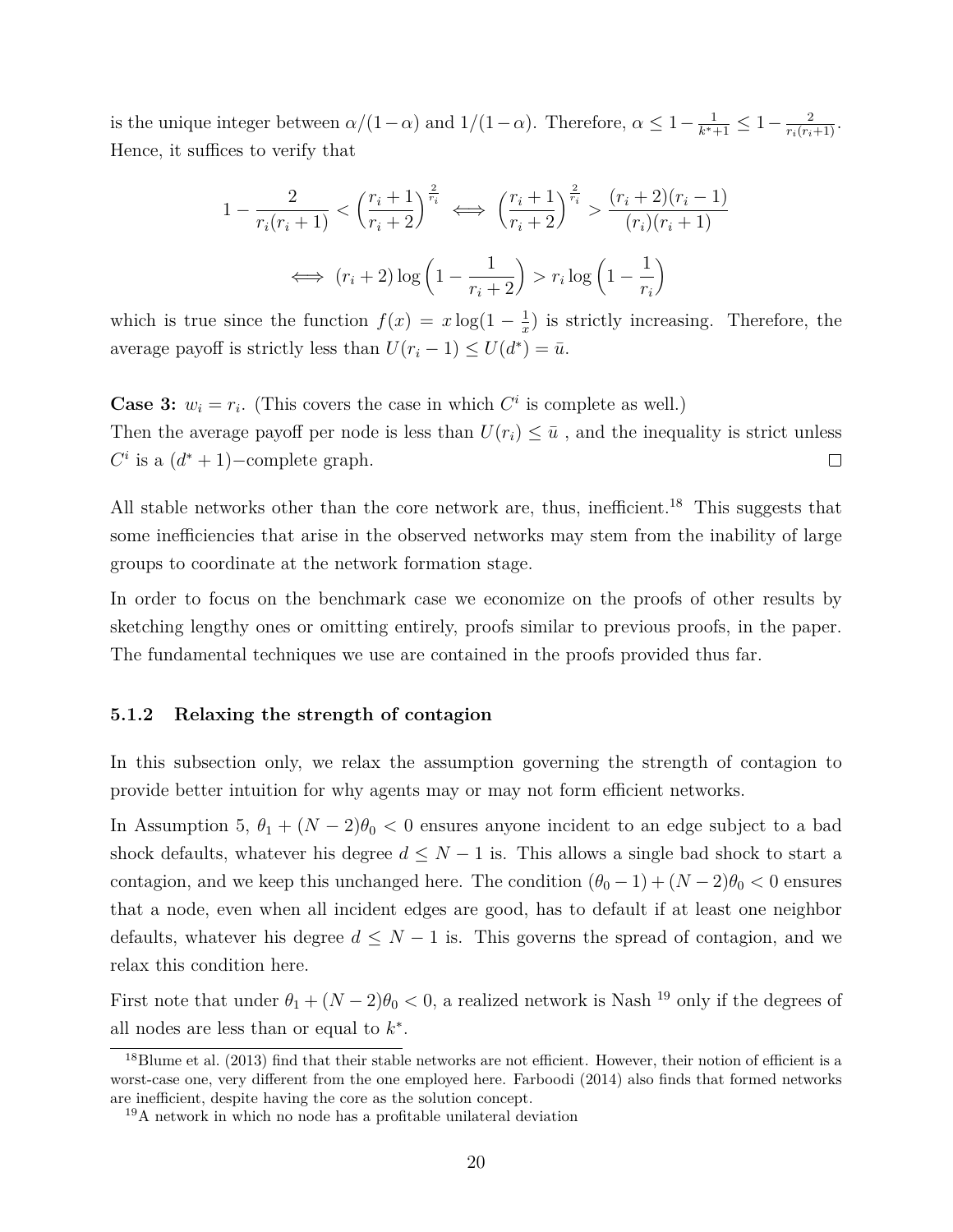is the unique integer between $\alpha/(1-\alpha)$ and $1/(1-\alpha)$. Therefore, $\alpha \leq 1-\frac{1}{k^*+1} \leq 1-\frac{2}{r_i(r_i+1)}$. Hence, it suffices to verify that

$$1-\frac{2}{r_i(r_i+1)} < \left(\frac{r_i+1}{r_i+2}\right)^{\frac{2}{r_i}} \iff \left(\frac{r_i+1}{r_i+2}\right)^{\frac{2}{r_i}} > \frac{(r_i+2)(r_i-1)}{(r_i)(r_i+1)}$$

$$\iff (r_i+2)\log\left(1-\frac{1}{r_i+2}\right) > r_i \log\left(1-\frac{1}{r_i}\right)$$

which is true since the function $f(x) = x\log(1-\frac{1}{x})$ is strictly increasing. Therefore, the average payoff is strictly less than $U(r_i-1) \leq U(d^*) = \bar{u}$.

**Case 3:** $w_i = r_i$. (This covers the case in which $C^i$ is complete as well.)
Then the average payoff per node is less than $U(r_i) \leq \bar{u}$ , and the inequality is strict unless $C^i$ is a $(d^*+1)-$complete graph. ☐

All stable networks other than the core network are, thus, inefficient.[18] This suggests that some inefficiencies that arise in the observed networks may stem from the inability of large groups to coordinate at the network formation stage.

In order to focus on the benchmark case we economize on the proofs of other results by sketching lengthy ones or omitting entirely, proofs similar to previous proofs, in the paper. The fundamental techniques we use are contained in the proofs provided thus far.

### 5.1.2 Relaxing the strength of contagion

In this subsection only, we relax the assumption governing the strength of contagion to provide better intuition for why agents may or may not form efficient networks.

In Assumption 5, $\theta_1 + (N-2)\theta_0 < 0$ ensures anyone incident to an edge subject to a bad shock defaults, whatever his degree $d \leq N-1$ is. This allows a single bad shock to start a contagion, and we keep this unchanged here. The condition $(\theta_0 - 1) + (N-2)\theta_0 < 0$ ensures that a node, even when all incident edges are good, has to default if at least one neighbor defaults, whatever his degree $d \leq N-1$ is. This governs the spread of contagion, and we relax this condition here.

First note that under $\theta_1 + (N-2)\theta_0 < 0$, a realized network is Nash [19] only if the degrees of all nodes are less than or equal to $k^*$.

[18] Blume et al. (2013) find that their stable networks are not efficient. However, their notion of efficient is a worst-case one, very different from the one employed here. Farboodi (2014) also finds that formed networks are inefficient, despite having the core as the solution concept.

[19] A network in which no node has a profitable unilateral deviation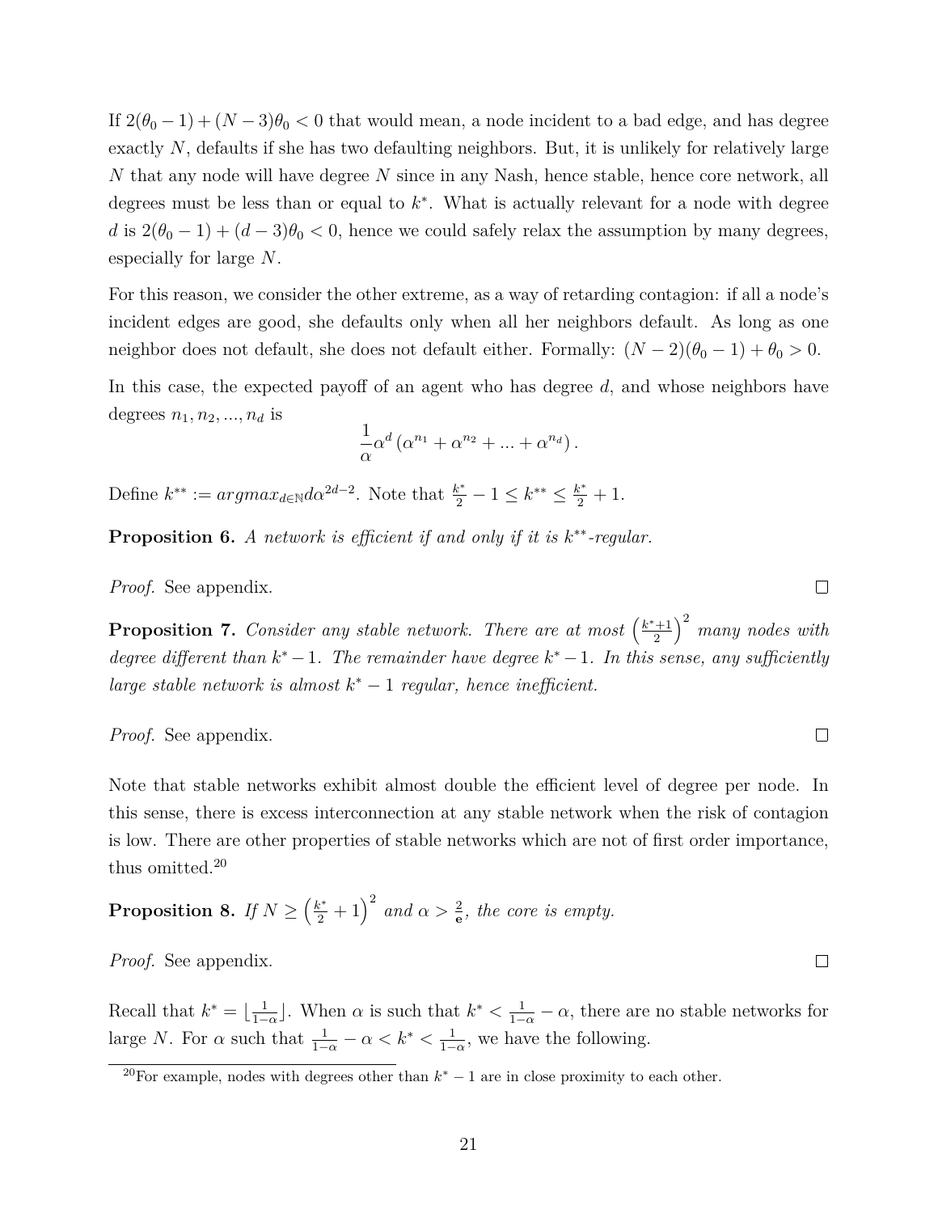If $2(\theta_0 - 1) + (N-3)\theta_0 < 0$ that would mean, a node incident to a bad edge, and has degree exactly $N$, defaults if she has two defaulting neighbors. But, it is unlikely for relatively large $N$ that any node will have degree $N$ since in any Nash, hence stable, hence core network, all degrees must be less than or equal to $k^*$. What is actually relevant for a node with degree $d$ is $2(\theta_0 - 1) + (d-3)\theta_0 < 0$, hence we could safely relax the assumption by many degrees, especially for large $N$.

For this reason, we consider the other extreme, as a way of retarding contagion: if all a node's incident edges are good, she defaults only when all her neighbors default. As long as one neighbor does not default, she does not default either. Formally: $(N-2)(\theta_0 - 1) + \theta_0 > 0$.

In this case, the expected payoff of an agent who has degree $d$, and whose neighbors have degrees $n_1, n_2, ..., n_d$ is

$$\frac{1}{\alpha}\alpha^d \left(\alpha^{n_1} + \alpha^{n_2} + ... + \alpha^{n_d}\right).$$

Define $k^{**} := argmax_{d \in \mathbb{N}} d\alpha^{2d-2}$. Note that $\frac{k^*}{2} - 1 \leq k^{**} \leq \frac{k^*}{2} + 1$.

**Proposition 6.** *A network is efficient if and only if it is $k^{**}$-regular.*

*Proof.* See appendix. $\square$

**Proposition 7.** *Consider any stable network. There are at most $\left(\frac{k^*+1}{2}\right)^2$ many nodes with degree different than $k^* - 1$. The remainder have degree $k^* - 1$. In this sense, any sufficiently large stable network is almost $k^* - 1$ regular, hence inefficient.*

*Proof.* See appendix. $\square$

Note that stable networks exhibit almost double the efficient level of degree per node. In this sense, there is excess interconnection at any stable network when the risk of contagion is low. There are other properties of stable networks which are not of first order importance, thus omitted.[20]

**Proposition 8.** *If $N \geq \left(\frac{k^*}{2} + 1\right)^2$ and $\alpha > \frac{2}{\mathbf{e}}$, the core is empty.*

*Proof.* See appendix. $\square$

Recall that $k^* = \lfloor \frac{1}{1-\alpha} \rfloor$. When $\alpha$ is such that $k^* < \frac{1}{1-\alpha} - \alpha$, there are no stable networks for large $N$. For $\alpha$ such that $\frac{1}{1-\alpha} - \alpha < k^* < \frac{1}{1-\alpha}$, we have the following.

[20] For example, nodes with degrees other than $k^* - 1$ are in close proximity to each other.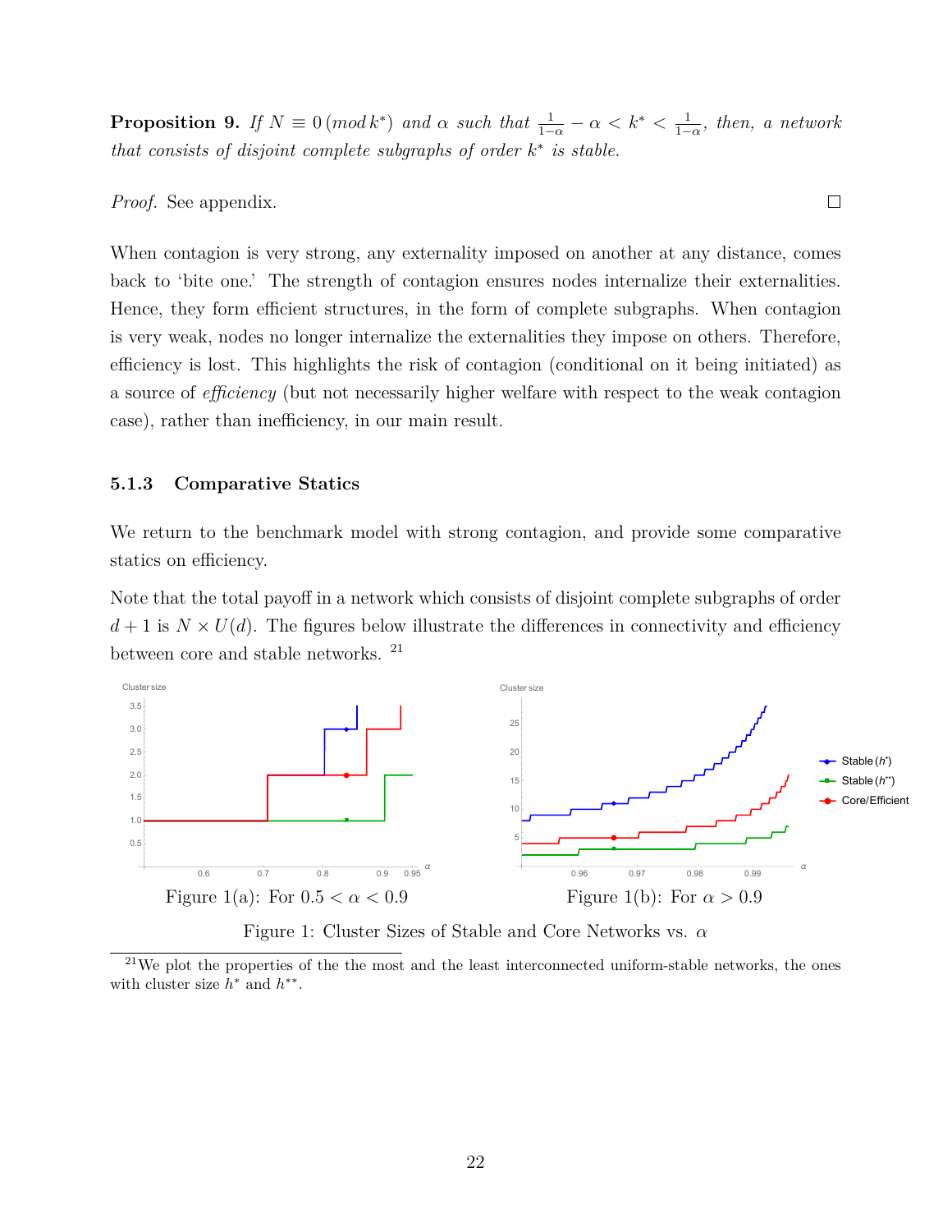**Proposition 9.** *If $N \equiv 0 \,(mod\, k^*)$ and $\alpha$ such that $\frac{1}{1-\alpha} - \alpha < k^* < \frac{1}{1-\alpha}$, then, a network that consists of disjoint complete subgraphs of order $k^*$ is stable.*

*Proof.* See appendix. □

When contagion is very strong, any externality imposed on another at any distance, comes back to 'bite one.' The strength of contagion ensures nodes internalize their externalities. Hence, they form efficient structures, in the form of complete subgraphs. When contagion is very weak, nodes no longer internalize the externalities they impose on others. Therefore, efficiency is lost. This highlights the risk of contagion (conditional on it being initiated) as a source of *efficiency* (but not necessarily higher welfare with respect to the weak contagion case), rather than inefficiency, in our main result.

### 5.1.3 Comparative Statics

We return to the benchmark model with strong contagion, and provide some comparative statics on efficiency.

Note that the total payoff in a network which consists of disjoint complete subgraphs of order $d+1$ is $N \times U(d)$. The figures below illustrate the differences in connectivity and efficiency between core and stable networks. [21]

Figure 1(a): For $0.5 < \alpha < 0.9$

Figure 1(b): For $\alpha > 0.9$

Figure 1: Cluster Sizes of Stable and Core Networks vs. $\alpha$

[21] We plot the properties of the the most and the least interconnected uniform-stable networks, the ones with cluster size $h^*$ and $h^{**}$.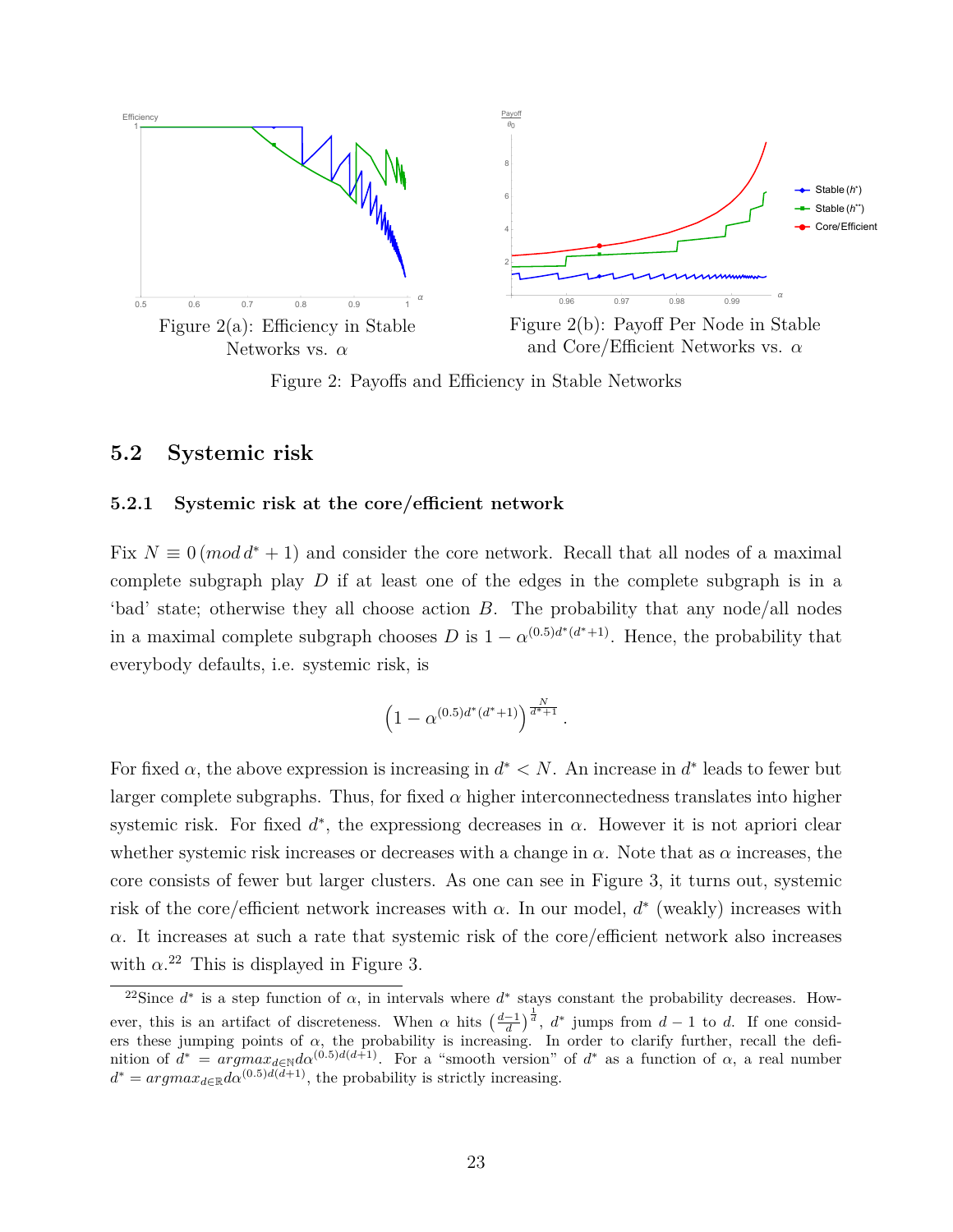Figure 2(a): Efficiency in Stable Networks vs. $\alpha$

Figure 2(b): Payoff Per Node in Stable and Core/Efficient Networks vs. $\alpha$

Figure 2: Payoffs and Efficiency in Stable Networks

## 5.2 Systemic risk

### 5.2.1 Systemic risk at the core/efficient network

Fix $N \equiv 0\,(mod\, d^* + 1)$ and consider the core network. Recall that all nodes of a maximal complete subgraph play $D$ if at least one of the edges in the complete subgraph is in a 'bad' state; otherwise they all choose action $B$. The probability that any node/all nodes in a maximal complete subgraph chooses $D$ is $1 - \alpha^{(0.5)d^*(d^*+1)}$. Hence, the probability that everybody defaults, i.e. systemic risk, is

$$\left(1 - \alpha^{(0.5)d^*(d^*+1)}\right)^{\frac{N}{d^*+1}}.$$

For fixed $\alpha$, the above expression is increasing in $d^* < N$. An increase in $d^*$ leads to fewer but larger complete subgraphs. Thus, for fixed $\alpha$ higher interconnectedness translates into higher systemic risk. For fixed $d^*$, the expressiong decreases in $\alpha$. However it is not apriori clear whether systemic risk increases or decreases with a change in $\alpha$. Note that as $\alpha$ increases, the core consists of fewer but larger clusters. As one can see in Figure 3, it turns out, systemic risk of the core/efficient network increases with $\alpha$. In our model, $d^*$ (weakly) increases with $\alpha$. It increases at such a rate that systemic risk of the core/efficient network also increases with $\alpha$.[22] This is displayed in Figure 3.

[22]Since $d^*$ is a step function of $\alpha$, in intervals where $d^*$ stays constant the probability decreases. However, this is an artifact of discreteness. When $\alpha$ hits $\left(\frac{d-1}{d}\right)^{\frac{1}{d}}$, $d^*$ jumps from $d-1$ to $d$. If one considers these jumping points of $\alpha$, the probability is increasing. In order to clarify further, recall the definition of $d^* = argmax_{d \in \mathbb{N}} d\alpha^{(0.5)d(d+1)}$. For a "smooth version" of $d^*$ as a function of $\alpha$, a real number $d^* = argmax_{d \in \mathbb{R}} d\alpha^{(0.5)d(d+1)}$, the probability is strictly increasing.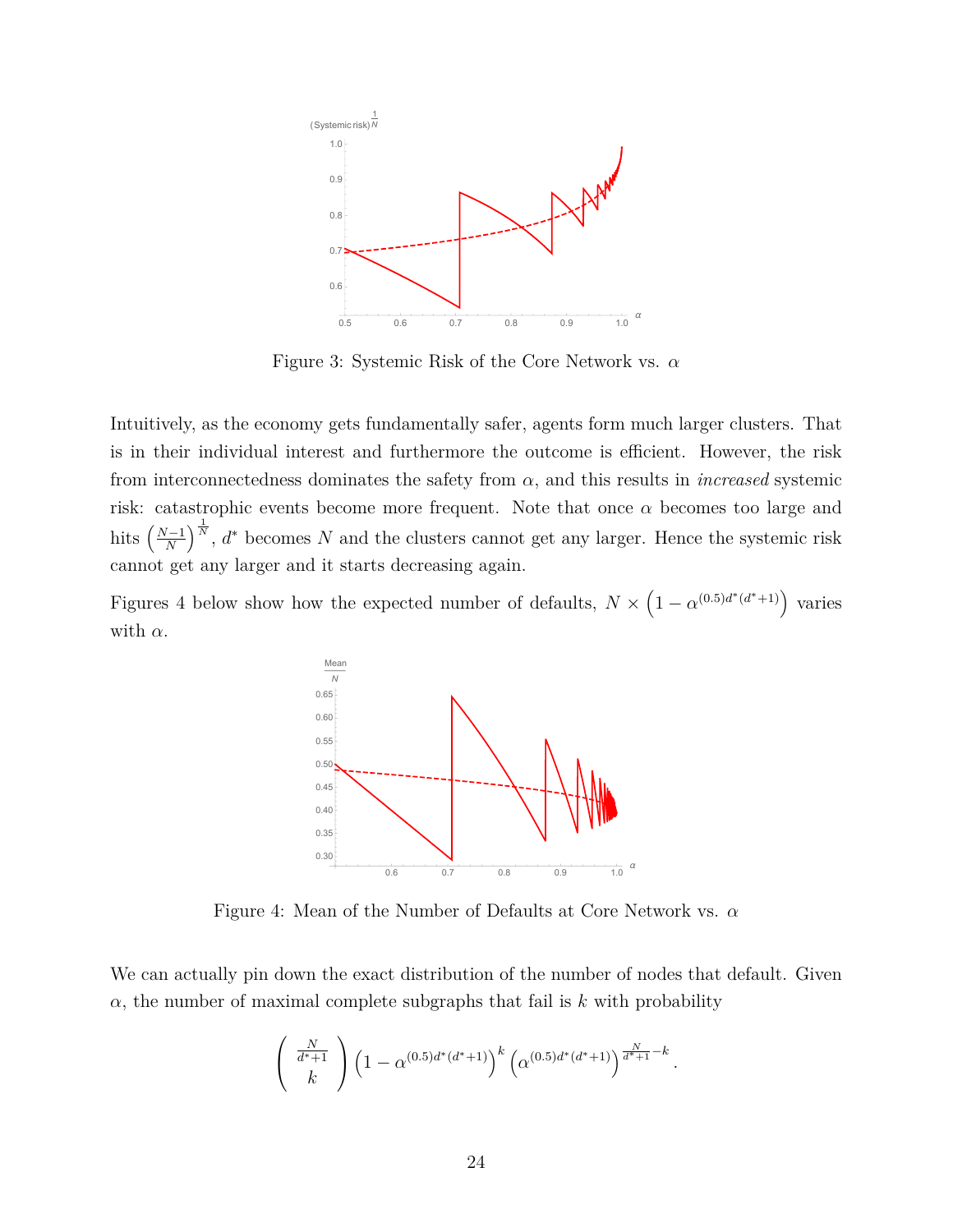Figure 3: Systemic Risk of the Core Network vs. $\alpha$

Intuitively, as the economy gets fundamentally safer, agents form much larger clusters. That is in their individual interest and furthermore the outcome is efficient. However, the risk from interconnectedness dominates the safety from $\alpha$, and this results in *increased* systemic risk: catastrophic events become more frequent. Note that once $\alpha$ becomes too large and hits $\left(\frac{N-1}{N}\right)^{\frac{1}{N}}$, $d^*$ becomes $N$ and the clusters cannot get any larger. Hence the systemic risk cannot get any larger and it starts decreasing again.

Figures 4 below show how the expected number of defaults, $N \times \left(1 - \alpha^{(0.5)d^*(d^*+1)}\right)$ varies with $\alpha$.

Figure 4: Mean of the Number of Defaults at Core Network vs. $\alpha$

We can actually pin down the exact distribution of the number of nodes that default. Given $\alpha$, the number of maximal complete subgraphs that fail is $k$ with probability

$$\binom{\frac{N}{d^*+1}}{k} \left(1 - \alpha^{(0.5)d^*(d^*+1)}\right)^k \left(\alpha^{(0.5)d^*(d^*+1)}\right)^{\frac{N}{d^*+1}-k}.$$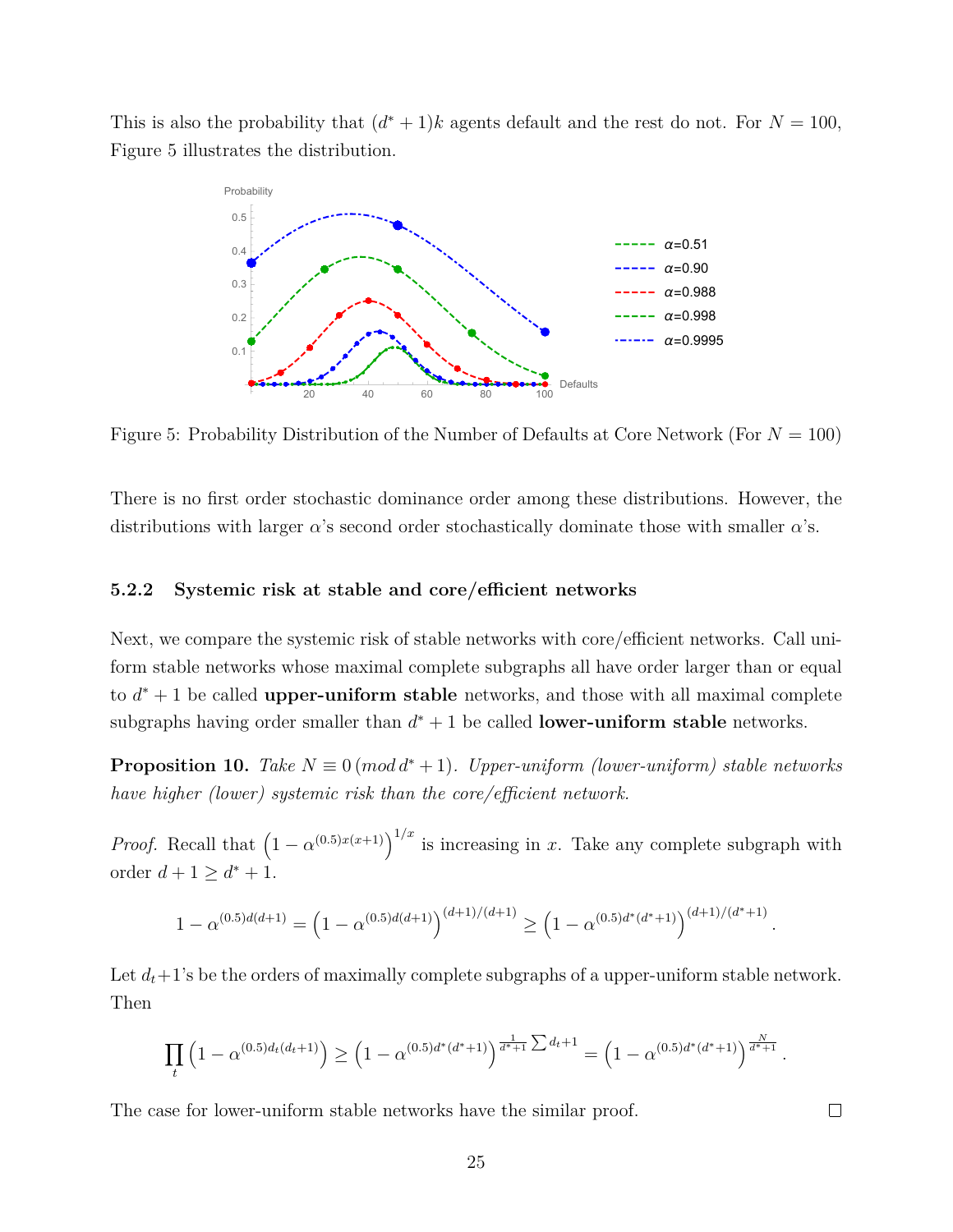This is also the probability that $(d^*+1)k$ agents default and the rest do not. For $N = 100$, Figure 5 illustrates the distribution.

Figure 5: Probability Distribution of the Number of Defaults at Core Network (For $N = 100$)

There is no first order stochastic dominance order among these distributions. However, the distributions with larger $\alpha$'s second order stochastically dominate those with smaller $\alpha$'s.

### 5.2.2 Systemic risk at stable and core/efficient networks

Next, we compare the systemic risk of stable networks with core/efficient networks. Call uniform stable networks whose maximal complete subgraphs all have order larger than or equal to $d^*+1$ be called **upper-uniform stable** networks, and those with all maximal complete subgraphs having order smaller than $d^*+1$ be called **lower-uniform stable** networks.

**Proposition 10.** *Take $N \equiv 0\,(mod\, d^*+1)$. Upper-uniform (lower-uniform) stable networks have higher (lower) systemic risk than the core/efficient network.*

*Proof.* Recall that $\left(1-\alpha^{(0.5)x(x+1)}\right)^{1/x}$ is increasing in $x$. Take any complete subgraph with order $d+1 \geq d^*+1$.

$$1-\alpha^{(0.5)d(d+1)} = \left(1-\alpha^{(0.5)d(d+1)}\right)^{(d+1)/(d+1)} \geq \left(1-\alpha^{(0.5)d^*(d^*+1)}\right)^{(d+1)/(d^*+1)}.$$

Let $d_t+1$'s be the orders of maximally complete subgraphs of a upper-uniform stable network. Then

$$\prod_t \left(1-\alpha^{(0.5)d_t(d_t+1)}\right) \geq \left(1-\alpha^{(0.5)d^*(d^*+1)}\right)^{\frac{1}{d^*+1}\sum d_t+1} = \left(1-\alpha^{(0.5)d^*(d^*+1)}\right)^{\frac{N}{d^*+1}}.$$

The case for lower-uniform stable networks have the similar proof. □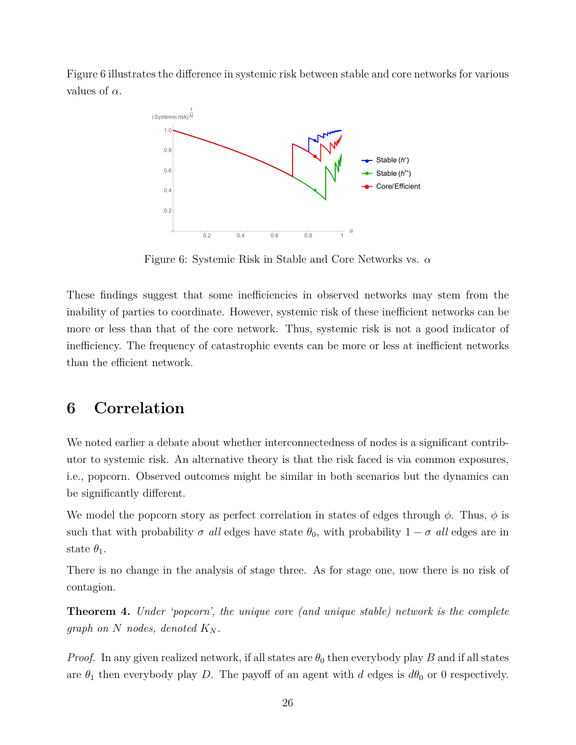Figure 6 illustrates the difference in systemic risk between stable and core networks for various values of $\alpha$.

Figure 6: Systemic Risk in Stable and Core Networks vs. $\alpha$

These findings suggest that some inefficiencies in observed networks may stem from the inability of parties to coordinate. However, systemic risk of these inefficient networks can be more or less than that of the core network. Thus, systemic risk is not a good indicator of inefficiency. The frequency of catastrophic events can be more or less at inefficient networks than the efficient network.

## 6 Correlation

We noted earlier a debate about whether interconnectedness of nodes is a significant contributor to systemic risk. An alternative theory is that the risk faced is via common exposures, i.e., popcorn. Observed outcomes might be similar in both scenarios but the dynamics can be significantly different.

We model the popcorn story as perfect correlation in states of edges through $\phi$. Thus, $\phi$ is such that with probability $\sigma$ *all* edges have state $\theta_0$, with probability $1 - \sigma$ *all* edges are in state $\theta_1$.

There is no change in the analysis of stage three. As for stage one, now there is no risk of contagion.

**Theorem 4.** *Under 'popcorn', the unique core (and unique stable) network is the complete graph on $N$ nodes, denoted $K_N$.*

*Proof.* In any given realized network, if all states are $\theta_0$ then everybody play $B$ and if all states are $\theta_1$ then everybody play $D$. The payoff of an agent with $d$ edges is $d\theta_0$ or 0 respectively.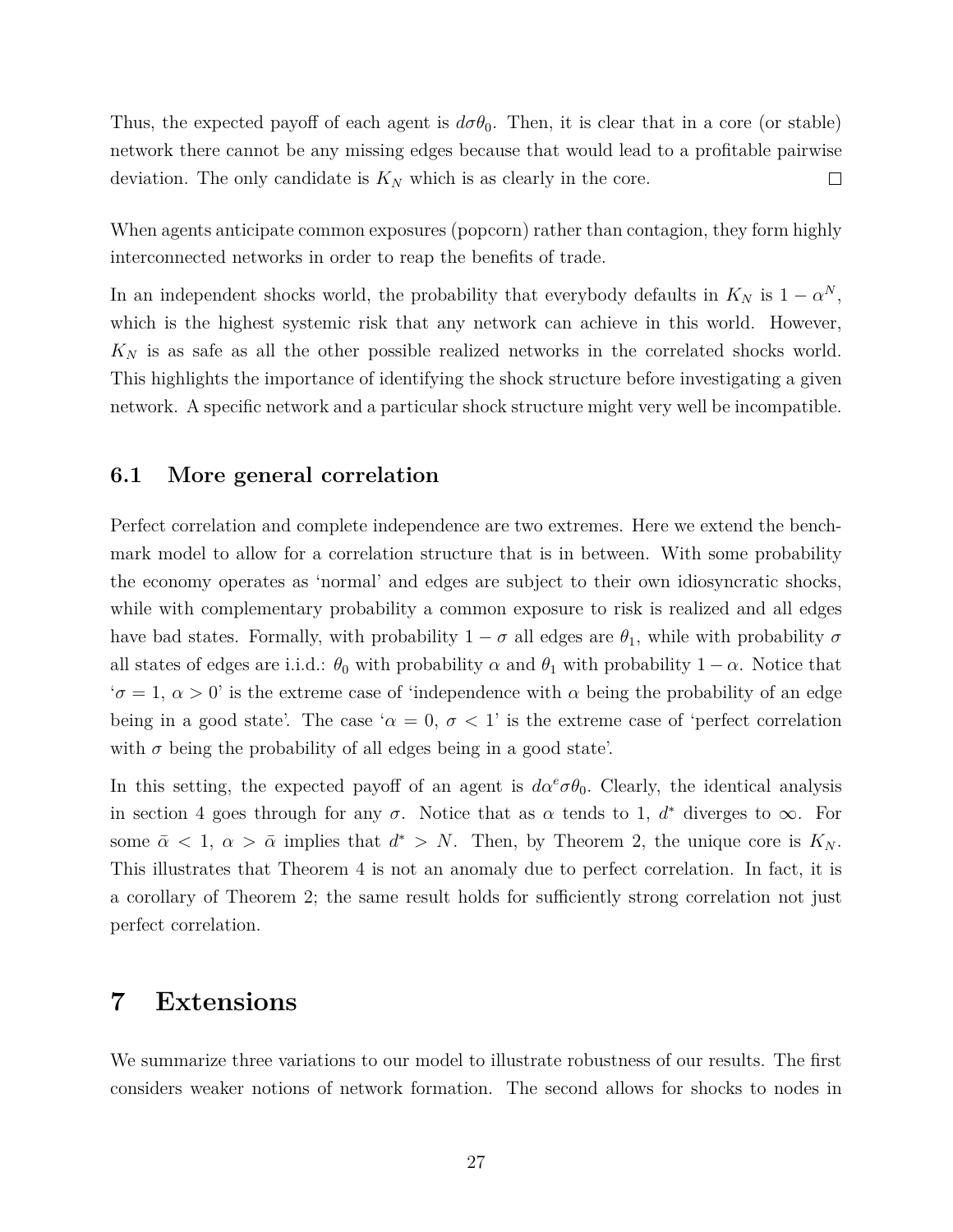Thus, the expected payoff of each agent is $d\sigma\theta_0$. Then, it is clear that in a core (or stable) network there cannot be any missing edges because that would lead to a profitable pairwise deviation. The only candidate is $K_N$ which is as clearly in the core. $\square$

When agents anticipate common exposures (popcorn) rather than contagion, they form highly interconnected networks in order to reap the benefits of trade.

In an independent shocks world, the probability that everybody defaults in $K_N$ is $1 - \alpha^N$, which is the highest systemic risk that any network can achieve in this world. However, $K_N$ is as safe as all the other possible realized networks in the correlated shocks world. This highlights the importance of identifying the shock structure before investigating a given network. A specific network and a particular shock structure might very well be incompatible.

## 6.1 More general correlation

Perfect correlation and complete independence are two extremes. Here we extend the benchmark model to allow for a correlation structure that is in between. With some probability the economy operates as 'normal' and edges are subject to their own idiosyncratic shocks, while with complementary probability a common exposure to risk is realized and all edges have bad states. Formally, with probability $1 - \sigma$ all edges are $\theta_1$, while with probability $\sigma$ all states of edges are i.i.d.: $\theta_0$ with probability $\alpha$ and $\theta_1$ with probability $1 - \alpha$. Notice that '$\sigma = 1$, $\alpha > 0$' is the extreme case of 'independence with $\alpha$ being the probability of an edge being in a good state'. The case '$\alpha = 0$, $\sigma < 1$' is the extreme case of 'perfect correlation with $\sigma$ being the probability of all edges being in a good state'.

In this setting, the expected payoff of an agent is $d\alpha^e\sigma\theta_0$. Clearly, the identical analysis in section 4 goes through for any $\sigma$. Notice that as $\alpha$ tends to 1, $d^*$ diverges to $\infty$. For some $\bar{\alpha} < 1$, $\alpha > \bar{\alpha}$ implies that $d^* > N$. Then, by Theorem 2, the unique core is $K_N$. This illustrates that Theorem 4 is not an anomaly due to perfect correlation. In fact, it is a corollary of Theorem 2; the same result holds for sufficiently strong correlation not just perfect correlation.

# 7 Extensions

We summarize three variations to our model to illustrate robustness of our results. The first considers weaker notions of network formation. The second allows for shocks to nodes in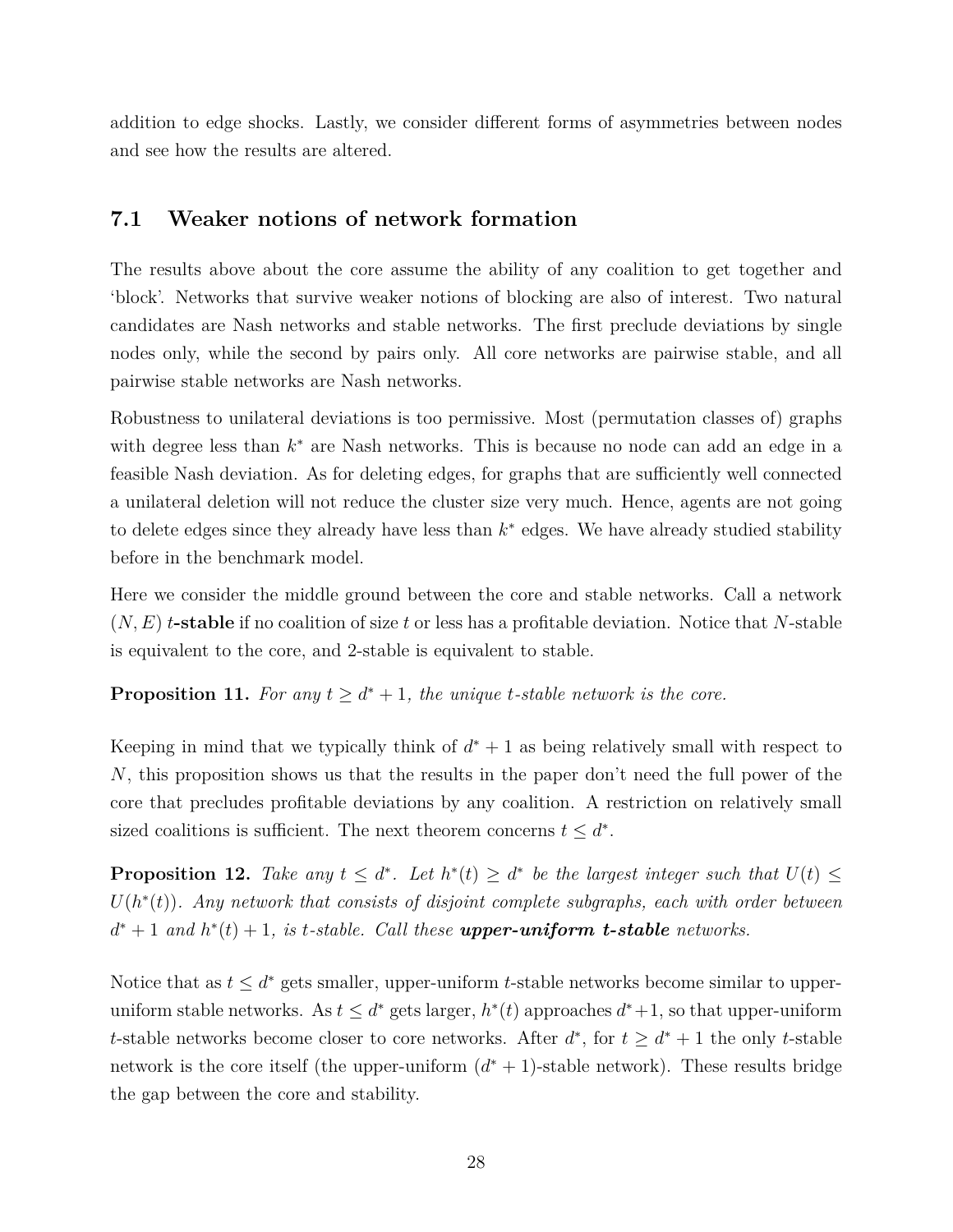addition to edge shocks. Lastly, we consider different forms of asymmetries between nodes and see how the results are altered.

## 7.1 Weaker notions of network formation

The results above about the core assume the ability of any coalition to get together and 'block'. Networks that survive weaker notions of blocking are also of interest. Two natural candidates are Nash networks and stable networks. The first preclude deviations by single nodes only, while the second by pairs only. All core networks are pairwise stable, and all pairwise stable networks are Nash networks.

Robustness to unilateral deviations is too permissive. Most (permutation classes of) graphs with degree less than $k^*$ are Nash networks. This is because no node can add an edge in a feasible Nash deviation. As for deleting edges, for graphs that are sufficiently well connected a unilateral deletion will not reduce the cluster size very much. Hence, agents are not going to delete edges since they already have less than $k^*$ edges. We have already studied stability before in the benchmark model.

Here we consider the middle ground between the core and stable networks. Call a network $(N, E)$ ***t*-stable** if no coalition of size $t$ or less has a profitable deviation. Notice that $N$-stable is equivalent to the core, and 2-stable is equivalent to stable.

**Proposition 11.** *For any $t \geq d^* + 1$, the unique $t$-stable network is the core.*

Keeping in mind that we typically think of $d^* + 1$ as being relatively small with respect to $N$, this proposition shows us that the results in the paper don't need the full power of the core that precludes profitable deviations by any coalition. A restriction on relatively small sized coalitions is sufficient. The next theorem concerns $t \leq d^*$.

**Proposition 12.** *Take any $t \leq d^*$. Let $h^*(t) \geq d^*$ be the largest integer such that $U(t) \leq U(h^*(t))$. Any network that consists of disjoint complete subgraphs, each with order between $d^* + 1$ and $h^*(t) + 1$, is $t$-stable. Call these **upper-uniform t-stable** networks.*

Notice that as $t \leq d^*$ gets smaller, upper-uniform $t$-stable networks become similar to upper-uniform stable networks. As $t \leq d^*$ gets larger, $h^*(t)$ approaches $d^*+1$, so that upper-uniform $t$-stable networks become closer to core networks. After $d^*$, for $t \geq d^* + 1$ the only $t$-stable network is the core itself (the upper-uniform $(d^* + 1)$-stable network). These results bridge the gap between the core and stability.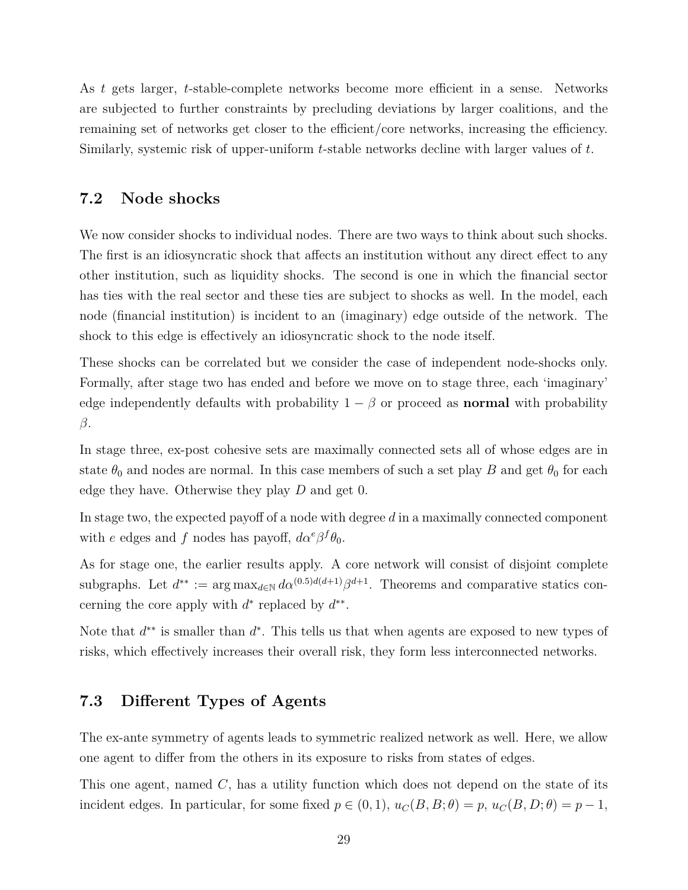As $t$ gets larger, $t$-stable-complete networks become more efficient in a sense. Networks are subjected to further constraints by precluding deviations by larger coalitions, and the remaining set of networks get closer to the efficient/core networks, increasing the efficiency. Similarly, systemic risk of upper-uniform $t$-stable networks decline with larger values of $t$.

### 7.2 Node shocks

We now consider shocks to individual nodes. There are two ways to think about such shocks. The first is an idiosyncratic shock that affects an institution without any direct effect to any other institution, such as liquidity shocks. The second is one in which the financial sector has ties with the real sector and these ties are subject to shocks as well. In the model, each node (financial institution) is incident to an (imaginary) edge outside of the network. The shock to this edge is effectively an idiosyncratic shock to the node itself.

These shocks can be correlated but we consider the case of independent node-shocks only. Formally, after stage two has ended and before we move on to stage three, each 'imaginary' edge independently defaults with probability $1 - \beta$ or proceed as **normal** with probability $\beta$.

In stage three, ex-post cohesive sets are maximally connected sets all of whose edges are in state $\theta_0$ and nodes are normal. In this case members of such a set play $B$ and get $\theta_0$ for each edge they have. Otherwise they play $D$ and get 0.

In stage two, the expected payoff of a node with degree $d$ in a maximally connected component with $e$ edges and $f$ nodes has payoff, $d\alpha^e\beta^f\theta_0$.

As for stage one, the earlier results apply. A core network will consist of disjoint complete subgraphs. Let $d^{**} := \arg\max_{d\in\mathbb{N}} d\alpha^{(0.5)d(d+1)}\beta^{d+1}$. Theorems and comparative statics concerning the core apply with $d^*$ replaced by $d^{**}$.

Note that $d^{**}$ is smaller than $d^*$. This tells us that when agents are exposed to new types of risks, which effectively increases their overall risk, they form less interconnected networks.

### 7.3 Different Types of Agents

The ex-ante symmetry of agents leads to symmetric realized network as well. Here, we allow one agent to differ from the others in its exposure to risks from states of edges.

This one agent, named $C$, has a utility function which does not depend on the state of its incident edges. In particular, for some fixed $p \in (0, 1)$, $u_C(B, B; \theta) = p$, $u_C(B, D; \theta) = p - 1$,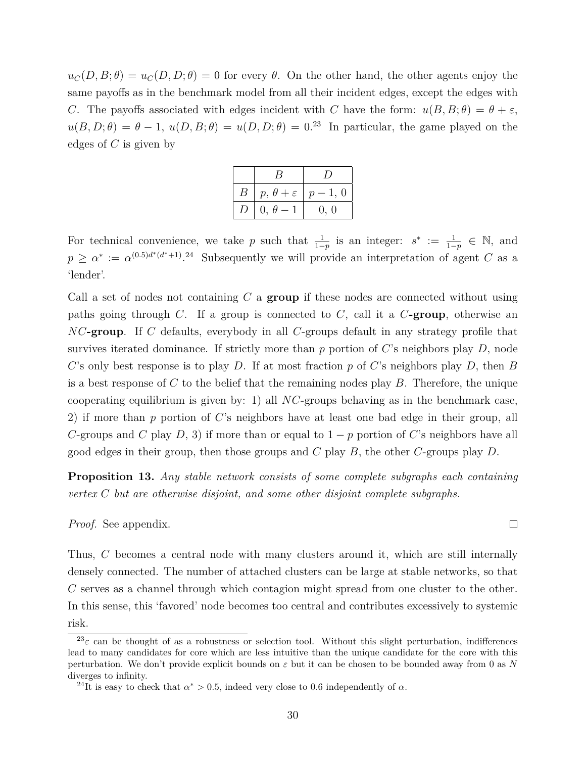$u_C(D, B; \theta) = u_C(D, D; \theta) = 0$ for every $\theta$. On the other hand, the other agents enjoy the same payoffs as in the benchmark model from all their incident edges, except the edges with $C$. The payoffs associated with edges incident with $C$ have the form: $u(B, B; \theta) = \theta + \varepsilon$, $u(B, D; \theta) = \theta - 1$, $u(D, B; \theta) = u(D, D; \theta) = 0$.[23] In particular, the game played on the edges of $C$ is given by

| | $B$ | $D$ |
|---|---|---|
| $B$ | $p$, $\theta + \varepsilon$ | $p - 1$, $0$ |
| $D$ | $0$, $\theta - 1$ | $0$, $0$ |

For technical convenience, we take $p$ such that $\frac{1}{1-p}$ is an integer: $s^* := \frac{1}{1-p} \in \mathbb{N}$, and $p \geq \alpha^* := \alpha^{(0.5)d^*(d^*+1)}$.[24] Subsequently we will provide an interpretation of agent $C$ as a 'lender'.

Call a set of nodes not containing $C$ a **group** if these nodes are connected without using paths going through $C$. If a group is connected to $C$, call it a $C$**-group**, otherwise an $NC$**-group**. If $C$ defaults, everybody in all $C$-groups default in any strategy profile that survives iterated dominance. If strictly more than $p$ portion of $C$'s neighbors play $D$, node $C$'s only best response is to play $D$. If at most fraction $p$ of $C$'s neighbors play $D$, then $B$ is a best response of $C$ to the belief that the remaining nodes play $B$. Therefore, the unique cooperating equilibrium is given by: 1) all $NC$-groups behaving as in the benchmark case, 2) if more than $p$ portion of $C$'s neighbors have at least one bad edge in their group, all $C$-groups and $C$ play $D$, 3) if more than or equal to $1 - p$ portion of $C$'s neighbors have all good edges in their group, then those groups and $C$ play $B$, the other $C$-groups play $D$.

**Proposition 13.** *Any stable network consists of some complete subgraphs each containing vertex $C$ but are otherwise disjoint, and some other disjoint complete subgraphs.*

*Proof.* See appendix. ∎

Thus, $C$ becomes a central node with many clusters around it, which are still internally densely connected. The number of attached clusters can be large at stable networks, so that $C$ serves as a channel through which contagion might spread from one cluster to the other. In this sense, this 'favored' node becomes too central and contributes excessively to systemic risk.

---

[23] $\varepsilon$ can be thought of as a robustness or selection tool. Without this slight perturbation, indifferences lead to many candidates for core which are less intuitive than the unique candidate for the core with this perturbation. We don't provide explicit bounds on $\varepsilon$ but it can be chosen to be bounded away from 0 as $N$ diverges to infinity.

[24] It is easy to check that $\alpha^* > 0.5$, indeed very close to 0.6 independently of $\alpha$.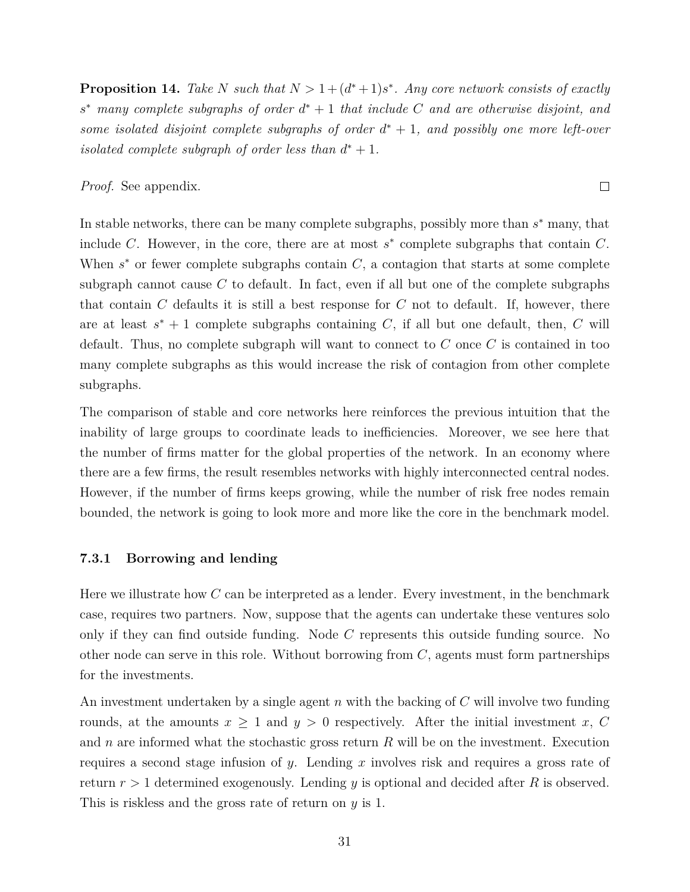**Proposition 14.** *Take $N$ such that $N > 1 + (d^* + 1)s^*$. Any core network consists of exactly $s^*$ many complete subgraphs of order $d^* + 1$ that include $C$ and are otherwise disjoint, and some isolated disjoint complete subgraphs of order $d^* + 1$, and possibly one more left-over isolated complete subgraph of order less than $d^* + 1$.*

*Proof.* See appendix. □

In stable networks, there can be many complete subgraphs, possibly more than $s^*$ many, that include $C$. However, in the core, there are at most $s^*$ complete subgraphs that contain $C$. When $s^*$ or fewer complete subgraphs contain $C$, a contagion that starts at some complete subgraph cannot cause $C$ to default. In fact, even if all but one of the complete subgraphs that contain $C$ defaults it is still a best response for $C$ not to default. If, however, there are at least $s^* + 1$ complete subgraphs containing $C$, if all but one default, then, $C$ will default. Thus, no complete subgraph will want to connect to $C$ once $C$ is contained in too many complete subgraphs as this would increase the risk of contagion from other complete subgraphs.

The comparison of stable and core networks here reinforces the previous intuition that the inability of large groups to coordinate leads to inefficiencies. Moreover, we see here that the number of firms matter for the global properties of the network. In an economy where there are a few firms, the result resembles networks with highly interconnected central nodes. However, if the number of firms keeps growing, while the number of risk free nodes remain bounded, the network is going to look more and more like the core in the benchmark model.

### 7.3.1 Borrowing and lending

Here we illustrate how $C$ can be interpreted as a lender. Every investment, in the benchmark case, requires two partners. Now, suppose that the agents can undertake these ventures solo only if they can find outside funding. Node $C$ represents this outside funding source. No other node can serve in this role. Without borrowing from $C$, agents must form partnerships for the investments.

An investment undertaken by a single agent $n$ with the backing of $C$ will involve two funding rounds, at the amounts $x \geq 1$ and $y > 0$ respectively. After the initial investment $x$, $C$ and $n$ are informed what the stochastic gross return $R$ will be on the investment. Execution requires a second stage infusion of $y$. Lending $x$ involves risk and requires a gross rate of return $r > 1$ determined exogenously. Lending $y$ is optional and decided after $R$ is observed. This is riskless and the gross rate of return on $y$ is 1.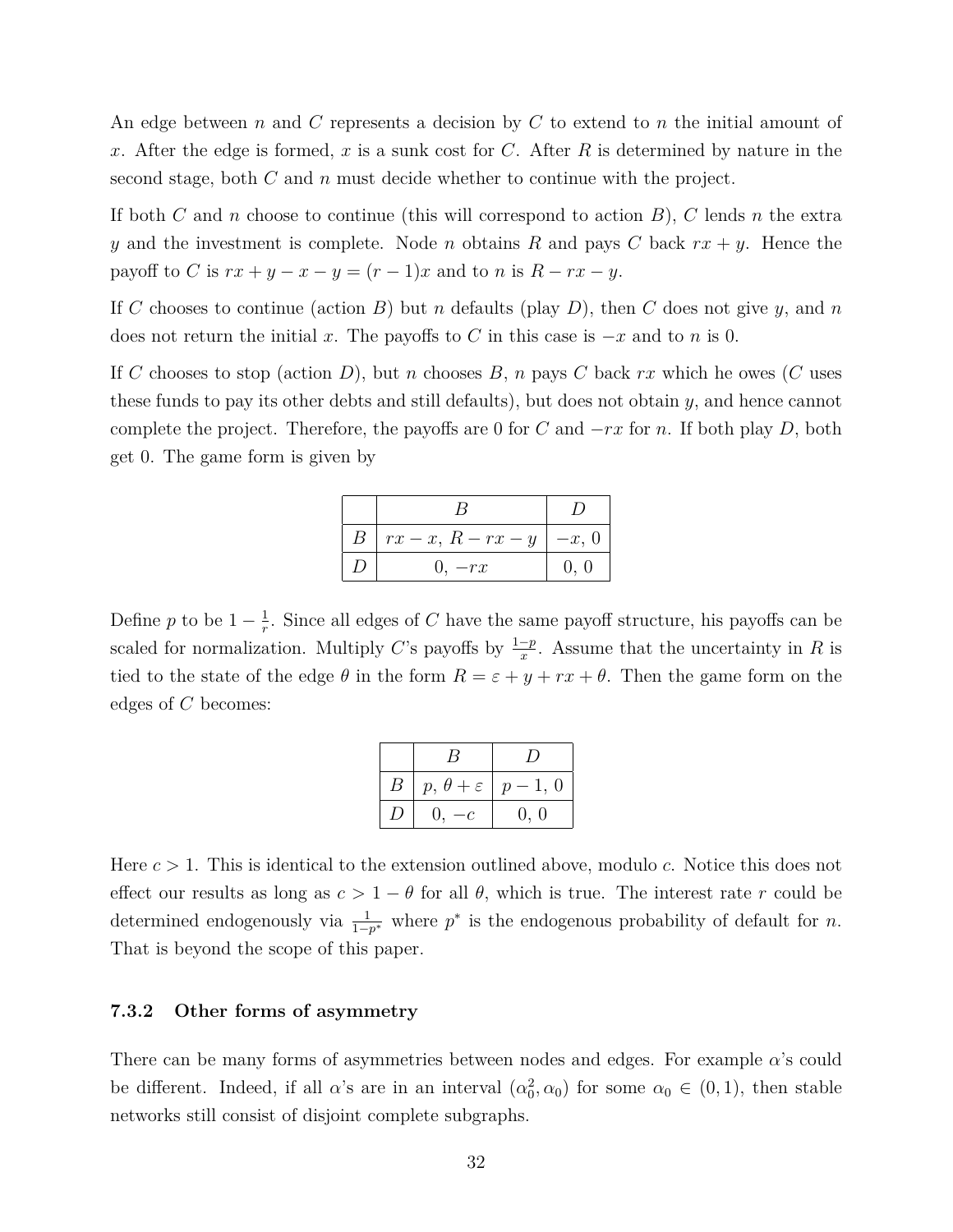An edge between $n$ and $C$ represents a decision by $C$ to extend to $n$ the initial amount of $x$. After the edge is formed, $x$ is a sunk cost for $C$. After $R$ is determined by nature in the second stage, both $C$ and $n$ must decide whether to continue with the project.

If both $C$ and $n$ choose to continue (this will correspond to action $B$), $C$ lends $n$ the extra $y$ and the investment is complete. Node $n$ obtains $R$ and pays $C$ back $rx + y$. Hence the payoff to $C$ is $rx + y - x - y = (r-1)x$ and to $n$ is $R - rx - y$.

If $C$ chooses to continue (action $B$) but $n$ defaults (play $D$), then $C$ does not give $y$, and $n$ does not return the initial $x$. The payoffs to $C$ in this case is $-x$ and to $n$ is 0.

If $C$ chooses to stop (action $D$), but $n$ chooses $B$, $n$ pays $C$ back $rx$ which he owes ($C$ uses these funds to pay its other debts and still defaults), but does not obtain $y$, and hence cannot complete the project. Therefore, the payoffs are 0 for $C$ and $-rx$ for $n$. If both play $D$, both get 0. The game form is given by

| | $B$ | $D$ |
|---|---|---|
| $B$ | $rx - x,\ R - rx - y$ | $-x,\ 0$ |
| $D$ | $0,\ -rx$ | $0,\ 0$ |

Define $p$ to be $1 - \frac{1}{r}$. Since all edges of $C$ have the same payoff structure, his payoffs can be scaled for normalization. Multiply $C$'s payoffs by $\frac{1-p}{x}$. Assume that the uncertainty in $R$ is tied to the state of the edge $\theta$ in the form $R = \varepsilon + y + rx + \theta$. Then the game form on the edges of $C$ becomes:

| | $B$ | $D$ |
|---|---|---|
| $B$ | $p,\ \theta + \varepsilon$ | $p-1,\ 0$ |
| $D$ | $0,\ -c$ | $0,\ 0$ |

Here $c > 1$. This is identical to the extension outlined above, modulo $c$. Notice this does not effect our results as long as $c > 1 - \theta$ for all $\theta$, which is true. The interest rate $r$ could be determined endogenously via $\frac{1}{1-p^*}$ where $p^*$ is the endogenous probability of default for $n$. That is beyond the scope of this paper.

### 7.3.2 Other forms of asymmetry

There can be many forms of asymmetries between nodes and edges. For example $\alpha$'s could be different. Indeed, if all $\alpha$'s are in an interval $(\alpha_0^2, \alpha_0)$ for some $\alpha_0 \in (0, 1)$, then stable networks still consist of disjoint complete subgraphs.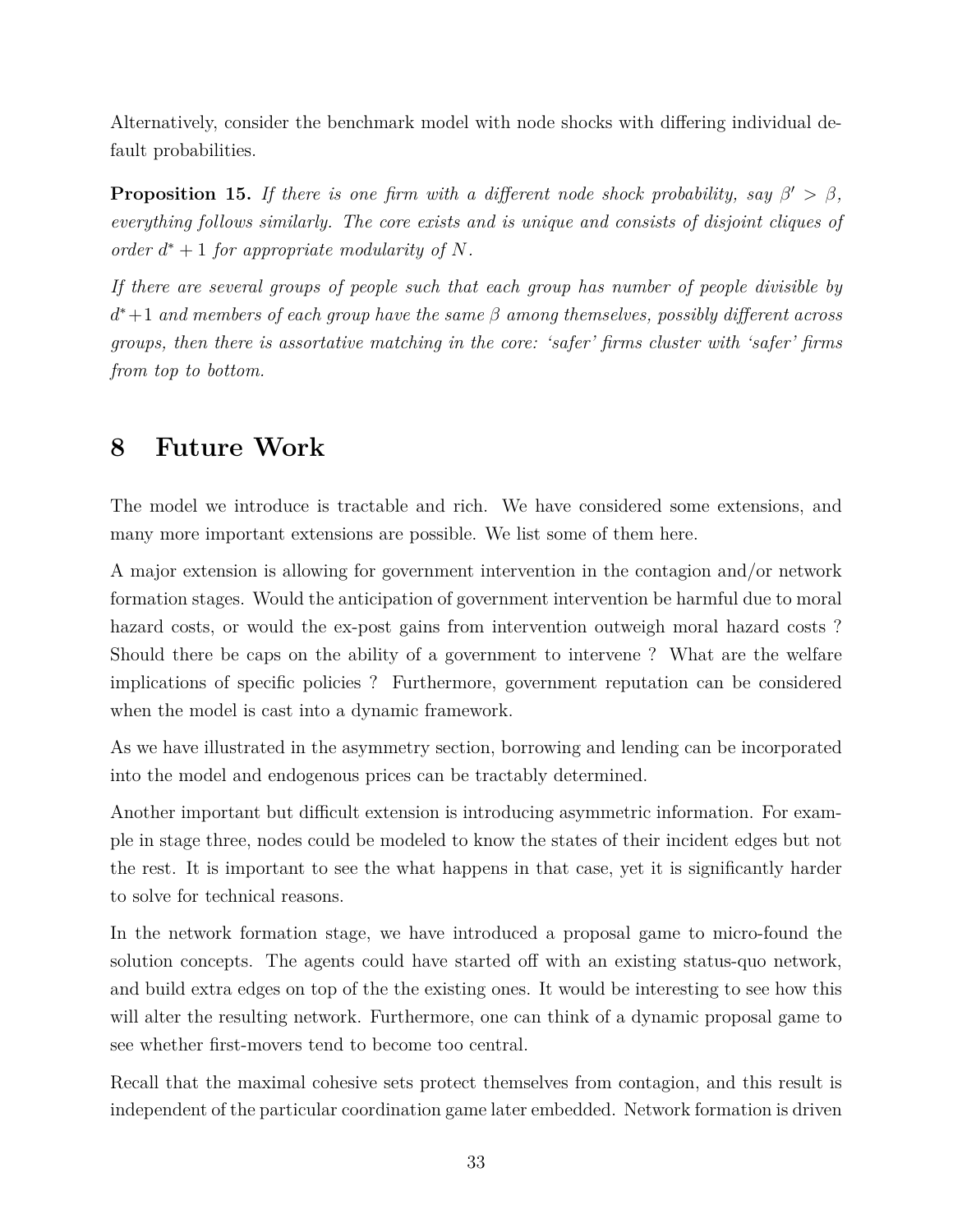Alternatively, consider the benchmark model with node shocks with differing individual default probabilities.

**Proposition 15.** *If there is one firm with a different node shock probability, say $\beta' > \beta$, everything follows similarly. The core exists and is unique and consists of disjoint cliques of order $d^* + 1$ for appropriate modularity of $N$.*

*If there are several groups of people such that each group has number of people divisible by $d^*+1$ and members of each group have the same $\beta$ among themselves, possibly different across groups, then there is assortative matching in the core: 'safer' firms cluster with 'safer' firms from top to bottom.*

# 8 Future Work

The model we introduce is tractable and rich. We have considered some extensions, and many more important extensions are possible. We list some of them here.

A major extension is allowing for government intervention in the contagion and/or network formation stages. Would the anticipation of government intervention be harmful due to moral hazard costs, or would the ex-post gains from intervention outweigh moral hazard costs ? Should there be caps on the ability of a government to intervene ? What are the welfare implications of specific policies ? Furthermore, government reputation can be considered when the model is cast into a dynamic framework.

As we have illustrated in the asymmetry section, borrowing and lending can be incorporated into the model and endogenous prices can be tractably determined.

Another important but difficult extension is introducing asymmetric information. For example in stage three, nodes could be modeled to know the states of their incident edges but not the rest. It is important to see the what happens in that case, yet it is significantly harder to solve for technical reasons.

In the network formation stage, we have introduced a proposal game to micro-found the solution concepts. The agents could have started off with an existing status-quo network, and build extra edges on top of the the existing ones. It would be interesting to see how this will alter the resulting network. Furthermore, one can think of a dynamic proposal game to see whether first-movers tend to become too central.

Recall that the maximal cohesive sets protect themselves from contagion, and this result is independent of the particular coordination game later embedded. Network formation is driven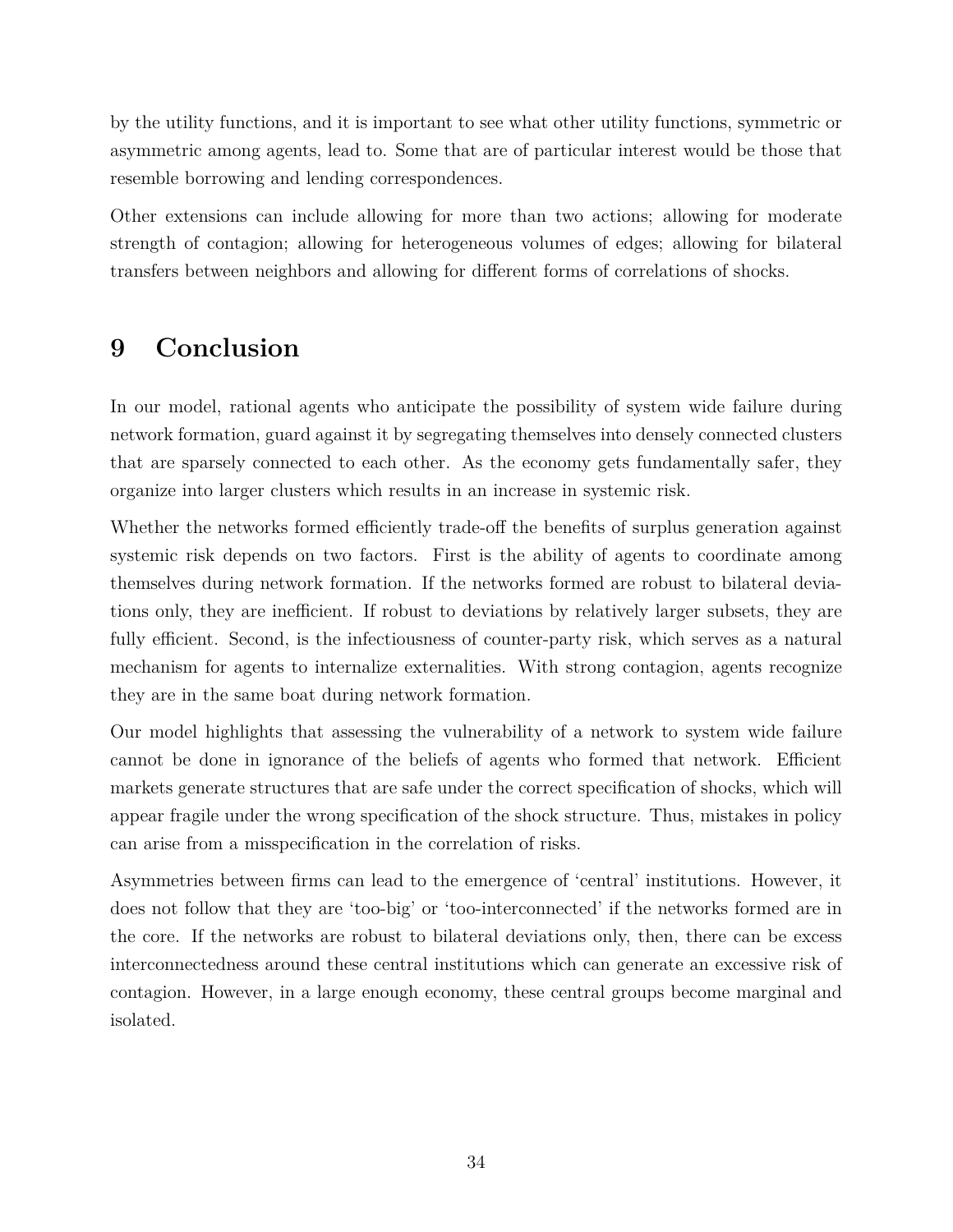by the utility functions, and it is important to see what other utility functions, symmetric or asymmetric among agents, lead to. Some that are of particular interest would be those that resemble borrowing and lending correspondences.

Other extensions can include allowing for more than two actions; allowing for moderate strength of contagion; allowing for heterogeneous volumes of edges; allowing for bilateral transfers between neighbors and allowing for different forms of correlations of shocks.

# 9 Conclusion

In our model, rational agents who anticipate the possibility of system wide failure during network formation, guard against it by segregating themselves into densely connected clusters that are sparsely connected to each other. As the economy gets fundamentally safer, they organize into larger clusters which results in an increase in systemic risk.

Whether the networks formed efficiently trade-off the benefits of surplus generation against systemic risk depends on two factors. First is the ability of agents to coordinate among themselves during network formation. If the networks formed are robust to bilateral deviations only, they are inefficient. If robust to deviations by relatively larger subsets, they are fully efficient. Second, is the infectiousness of counter-party risk, which serves as a natural mechanism for agents to internalize externalities. With strong contagion, agents recognize they are in the same boat during network formation.

Our model highlights that assessing the vulnerability of a network to system wide failure cannot be done in ignorance of the beliefs of agents who formed that network. Efficient markets generate structures that are safe under the correct specification of shocks, which will appear fragile under the wrong specification of the shock structure. Thus, mistakes in policy can arise from a misspecification in the correlation of risks.

Asymmetries between firms can lead to the emergence of 'central' institutions. However, it does not follow that they are 'too-big' or 'too-interconnected' if the networks formed are in the core. If the networks are robust to bilateral deviations only, then, there can be excess interconnectedness around these central institutions which can generate an excessive risk of contagion. However, in a large enough economy, these central groups become marginal and isolated.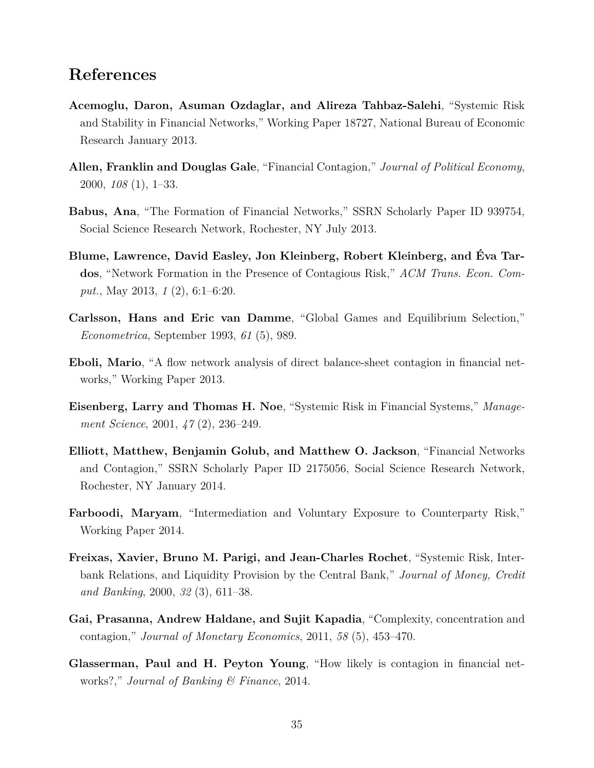# References

**Acemoglu, Daron, Asuman Ozdaglar, and Alireza Tahbaz-Salehi**, "Systemic Risk and Stability in Financial Networks," Working Paper 18727, National Bureau of Economic Research January 2013.

**Allen, Franklin and Douglas Gale**, "Financial Contagion," *Journal of Political Economy*, 2000, *108* (1), 1–33.

**Babus, Ana**, "The Formation of Financial Networks," SSRN Scholarly Paper ID 939754, Social Science Research Network, Rochester, NY July 2013.

**Blume, Lawrence, David Easley, Jon Kleinberg, Robert Kleinberg, and Éva Tardos**, "Network Formation in the Presence of Contagious Risk," *ACM Trans. Econ. Comput.*, May 2013, *1* (2), 6:1–6:20.

**Carlsson, Hans and Eric van Damme**, "Global Games and Equilibrium Selection," *Econometrica*, September 1993, *61* (5), 989.

**Eboli, Mario**, "A flow network analysis of direct balance-sheet contagion in financial networks," Working Paper 2013.

**Eisenberg, Larry and Thomas H. Noe**, "Systemic Risk in Financial Systems," *Management Science*, 2001, *47* (2), 236–249.

**Elliott, Matthew, Benjamin Golub, and Matthew O. Jackson**, "Financial Networks and Contagion," SSRN Scholarly Paper ID 2175056, Social Science Research Network, Rochester, NY January 2014.

**Farboodi, Maryam**, "Intermediation and Voluntary Exposure to Counterparty Risk," Working Paper 2014.

**Freixas, Xavier, Bruno M. Parigi, and Jean-Charles Rochet**, "Systemic Risk, Interbank Relations, and Liquidity Provision by the Central Bank," *Journal of Money, Credit and Banking*, 2000, *32* (3), 611–38.

**Gai, Prasanna, Andrew Haldane, and Sujit Kapadia**, "Complexity, concentration and contagion," *Journal of Monetary Economics*, 2011, *58* (5), 453–470.

**Glasserman, Paul and H. Peyton Young**, "How likely is contagion in financial networks?," *Journal of Banking & Finance*, 2014.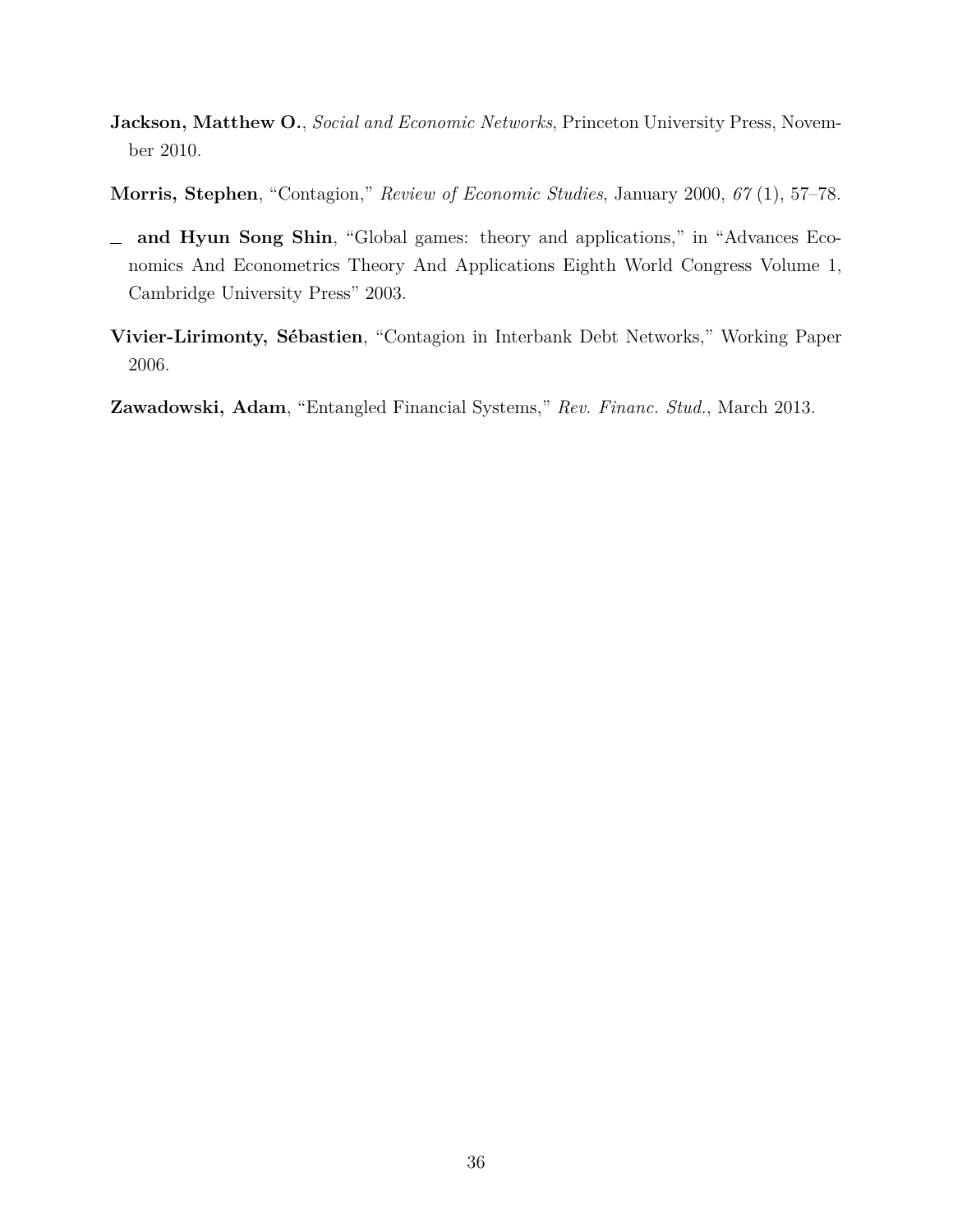**Jackson, Matthew O.**, *Social and Economic Networks*, Princeton University Press, November 2010.

**Morris, Stephen**, "Contagion," *Review of Economic Studies*, January 2000, *67* (1), 57–78.

_ **and Hyun Song Shin**, "Global games: theory and applications," in "Advances Economics And Econometrics Theory And Applications Eighth World Congress Volume 1, Cambridge University Press" 2003.

**Vivier-Lirimonty, Sébastien**, "Contagion in Interbank Debt Networks," Working Paper 2006.

**Zawadowski, Adam**, "Entangled Financial Systems," *Rev. Financ. Stud.*, March 2013.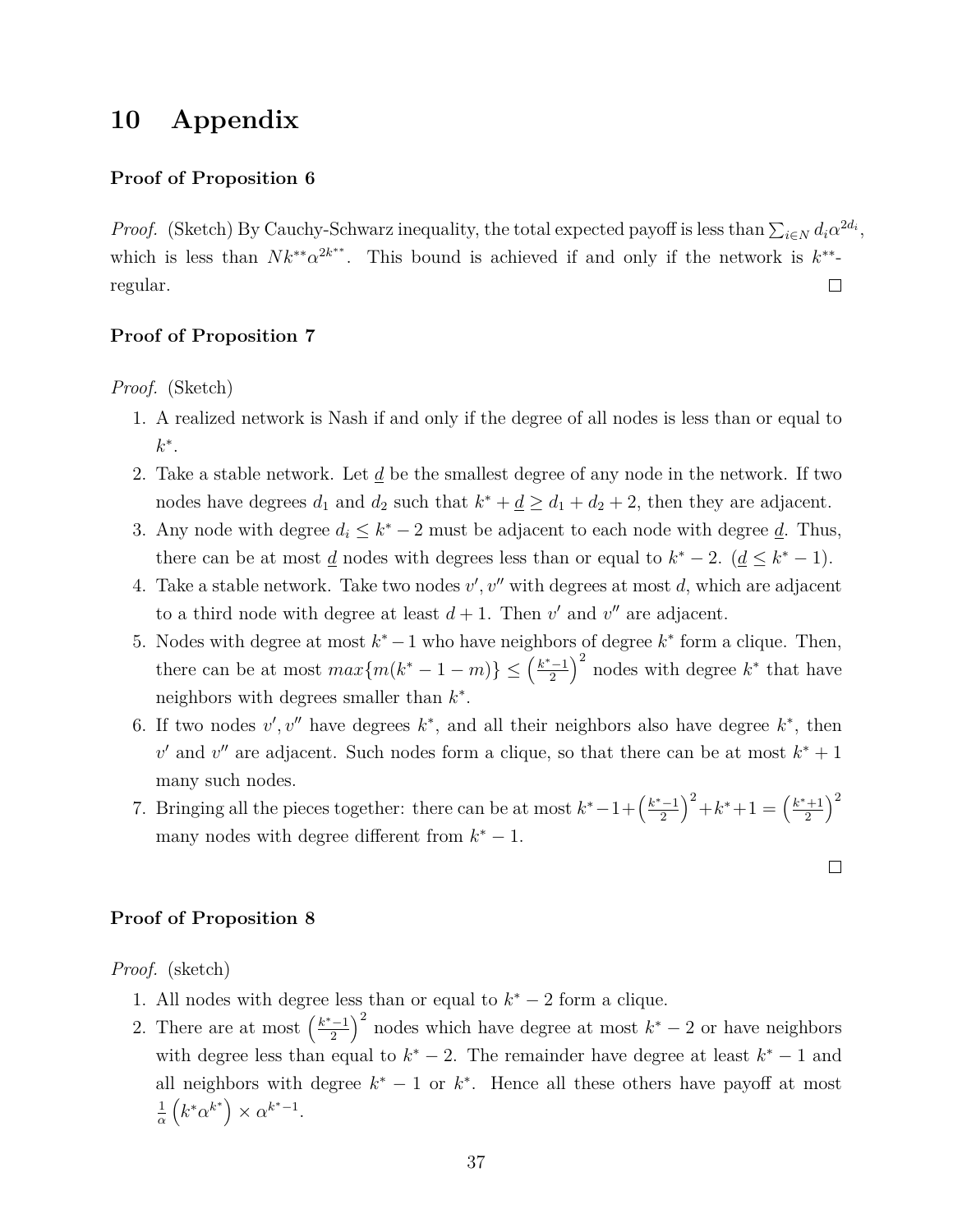# 10 Appendix

**Proof of Proposition 6**

*Proof.* (Sketch) By Cauchy-Schwarz inequality, the total expected payoff is less than $\sum_{i \in N} d_i \alpha^{2d_i}$, which is less than $Nk^{**}\alpha^{2k^{**}}$. This bound is achieved if and only if the network is $k^{**}$-regular. □

**Proof of Proposition 7**

*Proof.* (Sketch)

1. A realized network is Nash if and only if the degree of all nodes is less than or equal to $k^*$.
2. Take a stable network. Let $\underline{d}$ be the smallest degree of any node in the network. If two nodes have degrees $d_1$ and $d_2$ such that $k^* + \underline{d} \geq d_1 + d_2 + 2$, then they are adjacent.
3. Any node with degree $d_i \leq k^* - 2$ must be adjacent to each node with degree $\underline{d}$. Thus, there can be at most $\underline{d}$ nodes with degrees less than or equal to $k^* - 2$. ($\underline{d} \leq k^* - 1$).
4. Take a stable network. Take two nodes $v', v''$ with degrees at most $d$, which are adjacent to a third node with degree at least $d + 1$. Then $v'$ and $v''$ are adjacent.
5. Nodes with degree at most $k^* - 1$ who have neighbors of degree $k^*$ form a clique. Then, there can be at most $max\{m(k^* - 1 - m)\} \leq \left(\frac{k^*-1}{2}\right)^2$ nodes with degree $k^*$ that have neighbors with degrees smaller than $k^*$.
6. If two nodes $v', v''$ have degrees $k^*$, and all their neighbors also have degree $k^*$, then $v'$ and $v''$ are adjacent. Such nodes form a clique, so that there can be at most $k^* + 1$ many such nodes.
7. Bringing all the pieces together: there can be at most $k^* - 1 + \left(\frac{k^*-1}{2}\right)^2 + k^* + 1 = \left(\frac{k^*+1}{2}\right)^2$ many nodes with degree different from $k^* - 1$.

□

**Proof of Proposition 8**

*Proof.* (sketch)

1. All nodes with degree less than or equal to $k^* - 2$ form a clique.
2. There are at most $\left(\frac{k^*-1}{2}\right)^2$ nodes which have degree at most $k^* - 2$ or have neighbors with degree less than equal to $k^* - 2$. The remainder have degree at least $k^* - 1$ and all neighbors with degree $k^* - 1$ or $k^*$. Hence all these others have payoff at most $\frac{1}{\alpha}\left(k^*\alpha^{k^*}\right) \times \alpha^{k^*-1}$.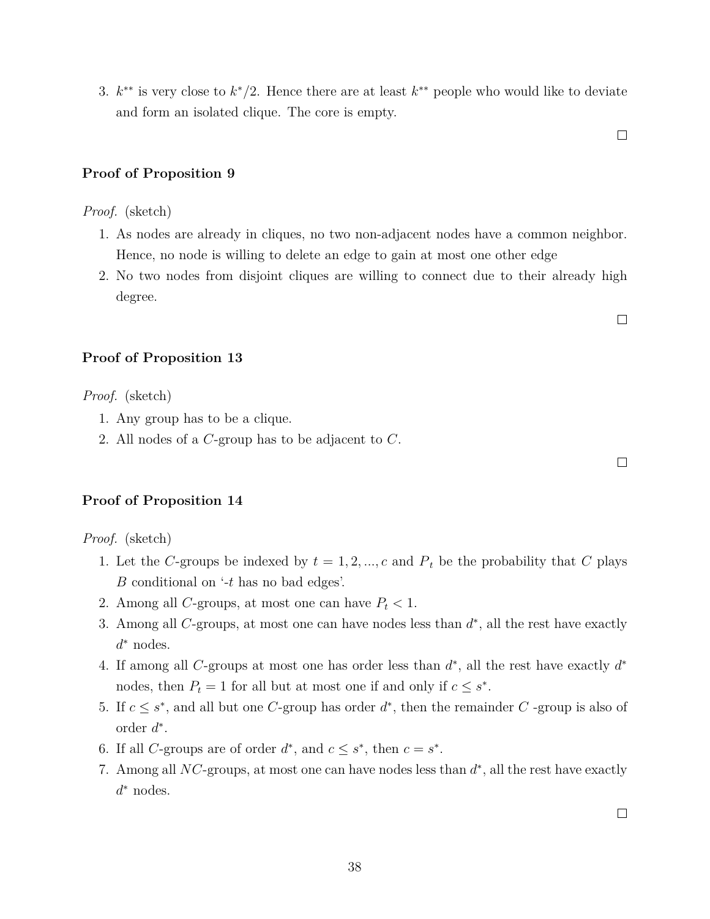3. $k^{**}$ is very close to $k^*/2$. Hence there are at least $k^{**}$ people who would like to deviate and form an isolated clique. The core is empty.

□

**Proof of Proposition 9**

*Proof.* (sketch)

1. As nodes are already in cliques, no two non-adjacent nodes have a common neighbor. Hence, no node is willing to delete an edge to gain at most one other edge
2. No two nodes from disjoint cliques are willing to connect due to their already high degree.

□

**Proof of Proposition 13**

*Proof.* (sketch)

1. Any group has to be a clique.
2. All nodes of a $C$-group has to be adjacent to $C$.

□

**Proof of Proposition 14**

*Proof.* (sketch)

1. Let the $C$-groups be indexed by $t = 1, 2, ..., c$ and $P_t$ be the probability that $C$ plays $B$ conditional on '-$t$ has no bad edges'.
2. Among all $C$-groups, at most one can have $P_t < 1$.
3. Among all $C$-groups, at most one can have nodes less than $d^*$, all the rest have exactly $d^*$ nodes.
4. If among all $C$-groups at most one has order less than $d^*$, all the rest have exactly $d^*$ nodes, then $P_t = 1$ for all but at most one if and only if $c \leq s^*$.
5. If $c \leq s^*$, and all but one $C$-group has order $d^*$, then the remainder $C$ -group is also of order $d^*$.
6. If all $C$-groups are of order $d^*$, and $c \leq s^*$, then $c = s^*$.
7. Among all $NC$-groups, at most one can have nodes less than $d^*$, all the rest have exactly $d^*$ nodes.

□